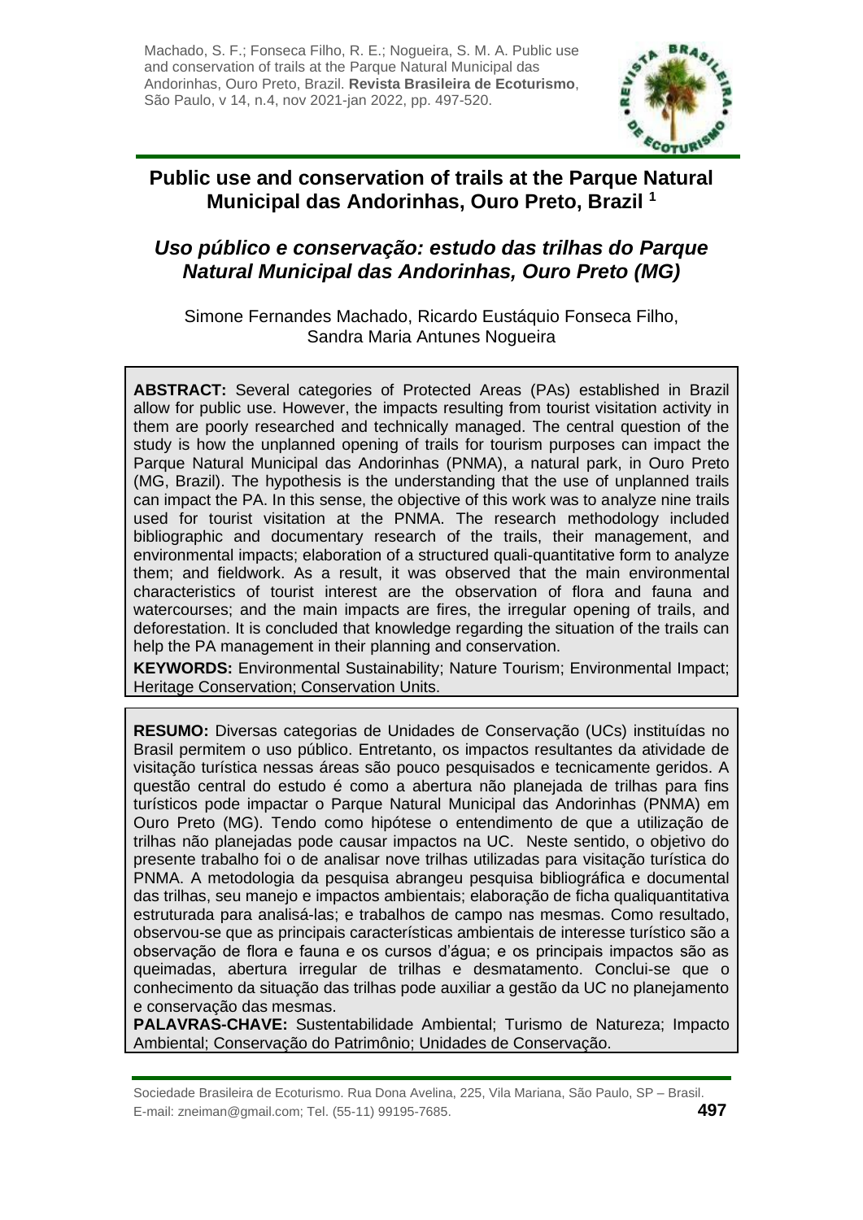Machado, S. F.; Fonseca Filho, R. E.; Nogueira, S. M. A. Public use and conservation of trails at the Parque Natural Municipal das Andorinhas, Ouro Preto, Brazil. **Revista Brasileira de Ecoturismo**, São Paulo, v 14, n.4, nov 2021-jan 2022, pp. 497-520.

# Public use and conservation of trails at the Parque Natural Municipal das Andorinhas, Ouro Preto, Brazil [1]

## *Uso público e conservação: estudo das trilhas do Parque Natural Municipal das Andorinhas, Ouro Preto (MG)*

Simone Fernandes Machado, Ricardo Eustáquio Fonseca Filho, Sandra Maria Antunes Nogueira

**ABSTRACT:** Several categories of Protected Areas (PAs) established in Brazil allow for public use. However, the impacts resulting from tourist visitation activity in them are poorly researched and technically managed. The central question of the study is how the unplanned opening of trails for tourism purposes can impact the Parque Natural Municipal das Andorinhas (PNMA), a natural park, in Ouro Preto (MG, Brazil). The hypothesis is the understanding that the use of unplanned trails can impact the PA. In this sense, the objective of this work was to analyze nine trails used for tourist visitation at the PNMA. The research methodology included bibliographic and documentary research of the trails, their management, and environmental impacts; elaboration of a structured quali-quantitative form to analyze them; and fieldwork. As a result, it was observed that the main environmental characteristics of tourist interest are the observation of flora and fauna and watercourses; and the main impacts are fires, the irregular opening of trails, and deforestation. It is concluded that knowledge regarding the situation of the trails can help the PA management in their planning and conservation.

**KEYWORDS:** Environmental Sustainability; Nature Tourism; Environmental Impact; Heritage Conservation; Conservation Units.

**RESUMO:** Diversas categorias de Unidades de Conservação (UCs) instituídas no Brasil permitem o uso público. Entretanto, os impactos resultantes da atividade de visitação turística nessas áreas são pouco pesquisados e tecnicamente geridos. A questão central do estudo é como a abertura não planejada de trilhas para fins turísticos pode impactar o Parque Natural Municipal das Andorinhas (PNMA) em Ouro Preto (MG). Tendo como hipótese o entendimento de que a utilização de trilhas não planejadas pode causar impactos na UC. Neste sentido, o objetivo do presente trabalho foi o de analisar nove trilhas utilizadas para visitação turística do PNMA. A metodologia da pesquisa abrangeu pesquisa bibliográfica e documental das trilhas, seu manejo e impactos ambientais; elaboração de ficha qualiquantitativa estruturada para analisá-las; e trabalhos de campo nas mesmas. Como resultado, observou-se que as principais características ambientais de interesse turístico são a observação de flora e fauna e os cursos d'água; e os principais impactos são as queimadas, abertura irregular de trilhas e desmatamento. Conclui-se que o conhecimento da situação das trilhas pode auxiliar a gestão da UC no planejamento e conservação das mesmas.

**PALAVRAS-CHAVE:** Sustentabilidade Ambiental; Turismo de Natureza; Impacto Ambiental; Conservação do Patrimônio; Unidades de Conservação.

Sociedade Brasileira de Ecoturismo. Rua Dona Avelina, 225, Vila Mariana, São Paulo, SP – Brasil.
E-mail: zneiman@gmail.com; Tel. (55-11) 99195-7685.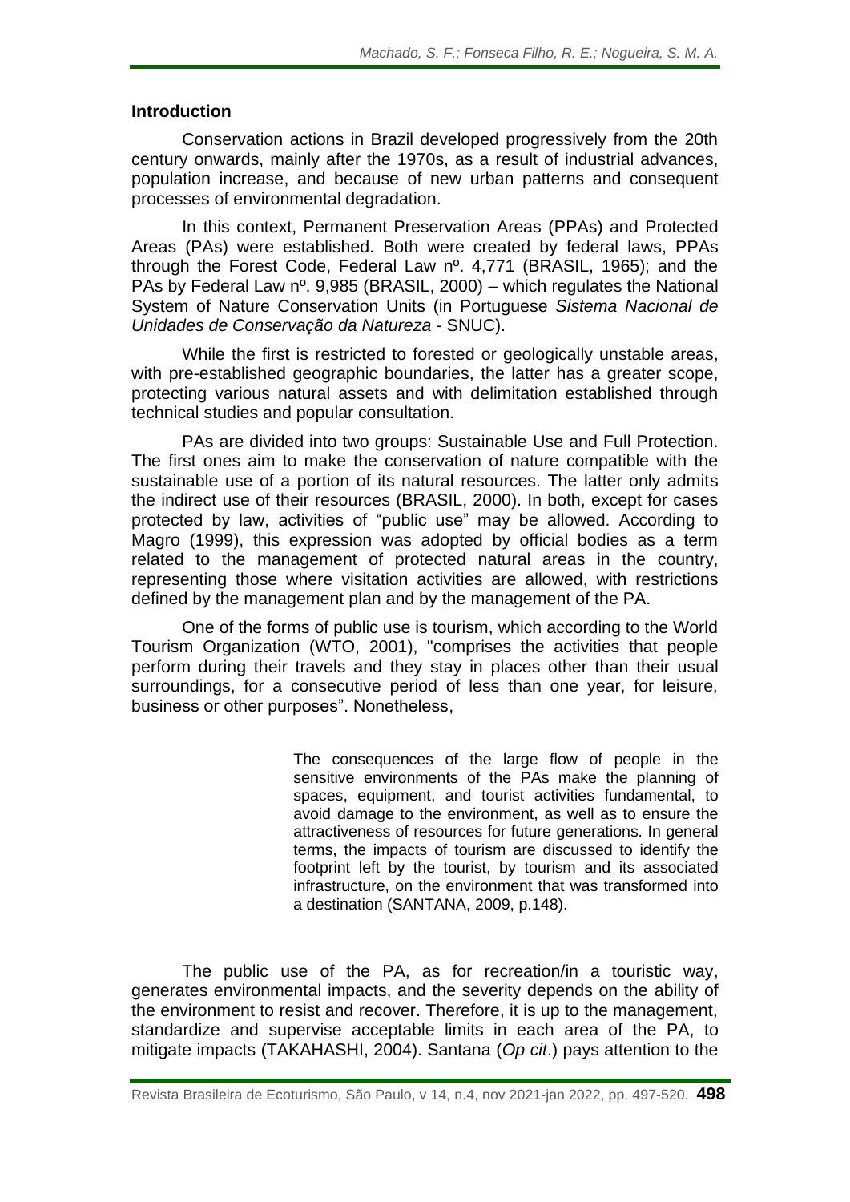## Introduction

Conservation actions in Brazil developed progressively from the 20th century onwards, mainly after the 1970s, as a result of industrial advances, population increase, and because of new urban patterns and consequent processes of environmental degradation.

In this context, Permanent Preservation Areas (PPAs) and Protected Areas (PAs) were established. Both were created by federal laws, PPAs through the Forest Code, Federal Law nº. 4,771 (BRASIL, 1965); and the PAs by Federal Law nº. 9,985 (BRASIL, 2000) – which regulates the National System of Nature Conservation Units (in Portuguese *Sistema Nacional de Unidades de Conservação da Natureza* - SNUC).

While the first is restricted to forested or geologically unstable areas, with pre-established geographic boundaries, the latter has a greater scope, protecting various natural assets and with delimitation established through technical studies and popular consultation.

PAs are divided into two groups: Sustainable Use and Full Protection. The first ones aim to make the conservation of nature compatible with the sustainable use of a portion of its natural resources. The latter only admits the indirect use of their resources (BRASIL, 2000). In both, except for cases protected by law, activities of "public use" may be allowed. According to Magro (1999), this expression was adopted by official bodies as a term related to the management of protected natural areas in the country, representing those where visitation activities are allowed, with restrictions defined by the management plan and by the management of the PA.

One of the forms of public use is tourism, which according to the World Tourism Organization (WTO, 2001), "comprises the activities that people perform during their travels and they stay in places other than their usual surroundings, for a consecutive period of less than one year, for leisure, business or other purposes". Nonetheless,

> The consequences of the large flow of people in the sensitive environments of the PAs make the planning of spaces, equipment, and tourist activities fundamental, to avoid damage to the environment, as well as to ensure the attractiveness of resources for future generations. In general terms, the impacts of tourism are discussed to identify the footprint left by the tourist, by tourism and its associated infrastructure, on the environment that was transformed into a destination (SANTANA, 2009, p.148).

The public use of the PA, as for recreation/in a touristic way, generates environmental impacts, and the severity depends on the ability of the environment to resist and recover. Therefore, it is up to the management, standardize and supervise acceptable limits in each area of the PA, to mitigate impacts (TAKAHASHI, 2004). Santana (*Op cit*.) pays attention to the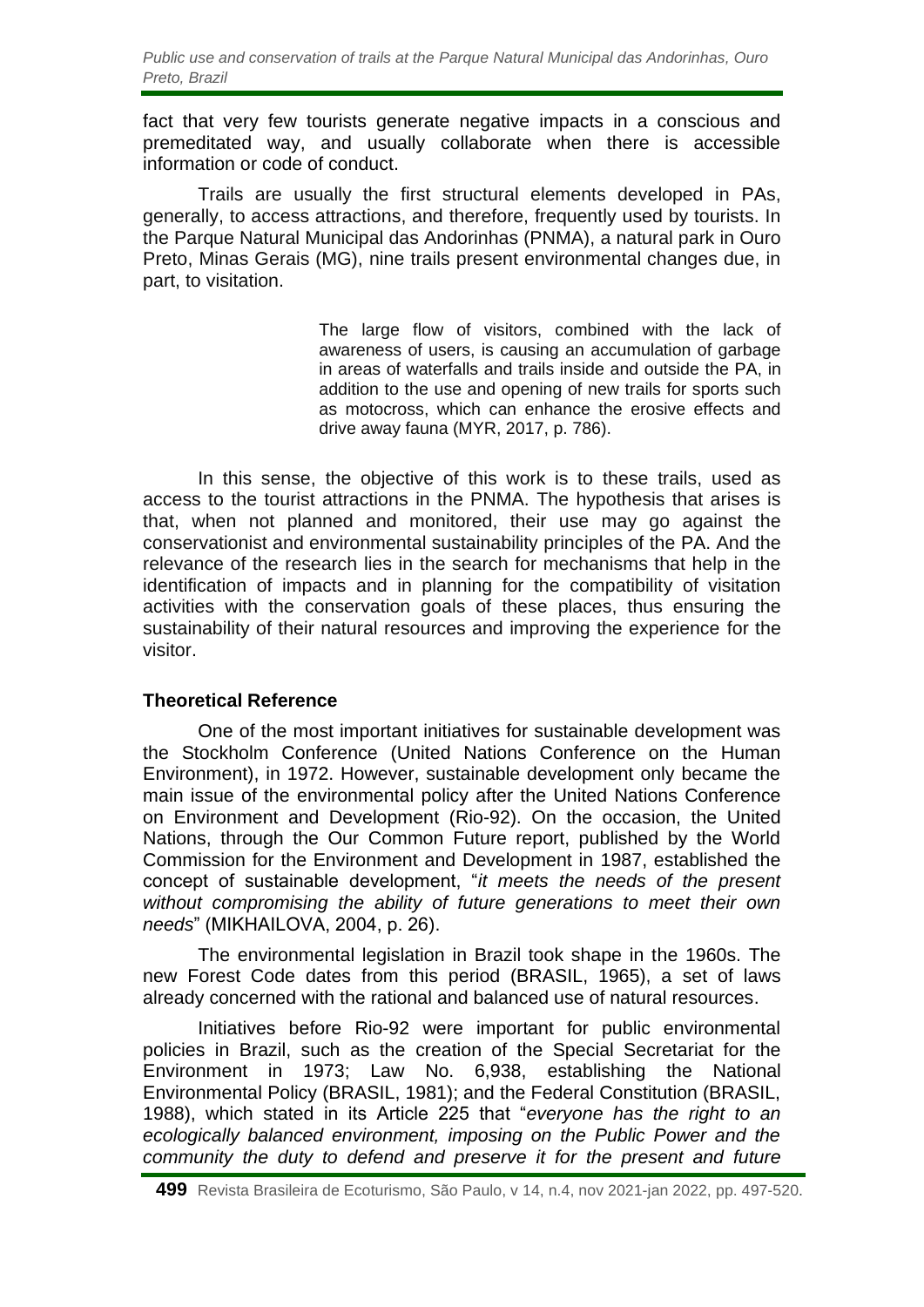fact that very few tourists generate negative impacts in a conscious and premeditated way, and usually collaborate when there is accessible information or code of conduct.

Trails are usually the first structural elements developed in PAs, generally, to access attractions, and therefore, frequently used by tourists. In the Parque Natural Municipal das Andorinhas (PNMA), a natural park in Ouro Preto, Minas Gerais (MG), nine trails present environmental changes due, in part, to visitation.

> The large flow of visitors, combined with the lack of awareness of users, is causing an accumulation of garbage in areas of waterfalls and trails inside and outside the PA, in addition to the use and opening of new trails for sports such as motocross, which can enhance the erosive effects and drive away fauna (MYR, 2017, p. 786).

In this sense, the objective of this work is to these trails, used as access to the tourist attractions in the PNMA. The hypothesis that arises is that, when not planned and monitored, their use may go against the conservationist and environmental sustainability principles of the PA. And the relevance of the research lies in the search for mechanisms that help in the identification of impacts and in planning for the compatibility of visitation activities with the conservation goals of these places, thus ensuring the sustainability of their natural resources and improving the experience for the visitor.

## Theoretical Reference

One of the most important initiatives for sustainable development was the Stockholm Conference (United Nations Conference on the Human Environment), in 1972. However, sustainable development only became the main issue of the environmental policy after the United Nations Conference on Environment and Development (Rio-92). On the occasion, the United Nations, through the Our Common Future report, published by the World Commission for the Environment and Development in 1987, established the concept of sustainable development, "*it meets the needs of the present without compromising the ability of future generations to meet their own needs*" (MIKHAILOVA, 2004, p. 26).

The environmental legislation in Brazil took shape in the 1960s. The new Forest Code dates from this period (BRASIL, 1965), a set of laws already concerned with the rational and balanced use of natural resources.

Initiatives before Rio-92 were important for public environmental policies in Brazil, such as the creation of the Special Secretariat for the Environment in 1973; Law No. 6,938, establishing the National Environmental Policy (BRASIL, 1981); and the Federal Constitution (BRASIL, 1988), which stated in its Article 225 that "*everyone has the right to an ecologically balanced environment, imposing on the Public Power and the community the duty to defend and preserve it for the present and future*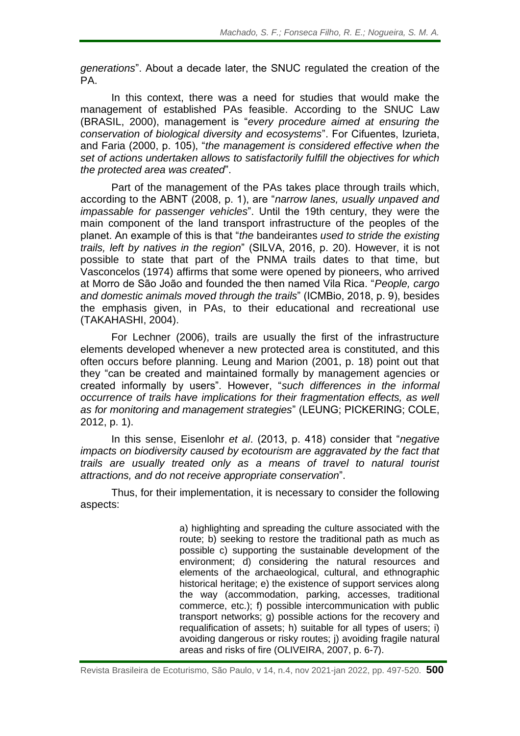*generations*". About a decade later, the SNUC regulated the creation of the PA.

In this context, there was a need for studies that would make the management of established PAs feasible. According to the SNUC Law (BRASIL, 2000), management is "*every procedure aimed at ensuring the conservation of biological diversity and ecosystems*". For Cifuentes, Izurieta, and Faria (2000, p. 105), "*the management is considered effective when the set of actions undertaken allows to satisfactorily fulfill the objectives for which the protected area was created*".

Part of the management of the PAs takes place through trails which, according to the ABNT (2008, p. 1), are "*narrow lanes, usually unpaved and impassable for passenger vehicles*". Until the 19th century, they were the main component of the land transport infrastructure of the peoples of the planet. An example of this is that "*the* bandeirantes *used to stride the existing trails, left by natives in the region*" (SILVA, 2016, p. 20). However, it is not possible to state that part of the PNMA trails dates to that time, but Vasconcelos (1974) affirms that some were opened by pioneers, who arrived at Morro de São João and founded the then named Vila Rica. "*People, cargo and domestic animals moved through the trails*" (ICMBio, 2018, p. 9), besides the emphasis given, in PAs, to their educational and recreational use (TAKAHASHI, 2004).

For Lechner (2006), trails are usually the first of the infrastructure elements developed whenever a new protected area is constituted, and this often occurs before planning. Leung and Marion (2001, p. 18) point out that they "can be created and maintained formally by management agencies or created informally by users". However, "*such differences in the informal occurrence of trails have implications for their fragmentation effects, as well as for monitoring and management strategies*" (LEUNG; PICKERING; COLE, 2012, p. 1).

In this sense, Eisenlohr *et al*. (2013, p. 418) consider that "*negative impacts on biodiversity caused by ecotourism are aggravated by the fact that trails are usually treated only as a means of travel to natural tourist attractions, and do not receive appropriate conservation*".

Thus, for their implementation, it is necessary to consider the following aspects:

> a) highlighting and spreading the culture associated with the route; b) seeking to restore the traditional path as much as possible c) supporting the sustainable development of the environment; d) considering the natural resources and elements of the archaeological, cultural, and ethnographic historical heritage; e) the existence of support services along the way (accommodation, parking, accesses, traditional commerce, etc.); f) possible intercommunication with public transport networks; g) possible actions for the recovery and requalification of assets; h) suitable for all types of users; i) avoiding dangerous or risky routes; j) avoiding fragile natural areas and risks of fire (OLIVEIRA, 2007, p. 6-7).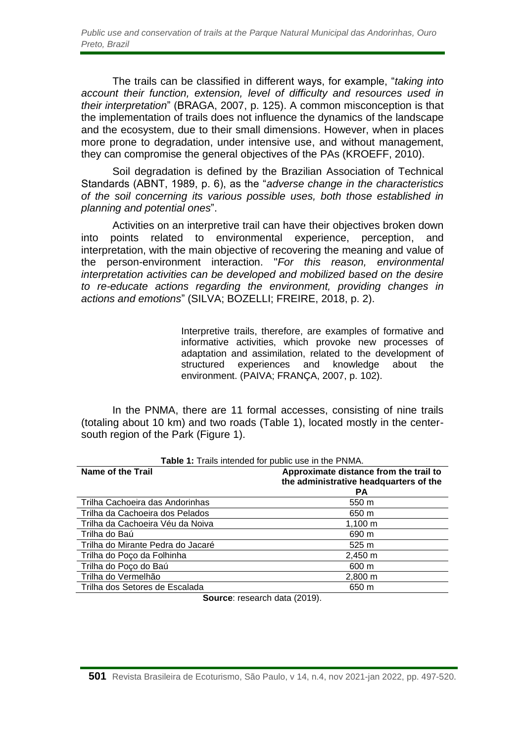The trails can be classified in different ways, for example, "*taking into account their function, extension, level of difficulty and resources used in their interpretation*" (BRAGA, 2007, p. 125). A common misconception is that the implementation of trails does not influence the dynamics of the landscape and the ecosystem, due to their small dimensions. However, when in places more prone to degradation, under intensive use, and without management, they can compromise the general objectives of the PAs (KROEFF, 2010).

Soil degradation is defined by the Brazilian Association of Technical Standards (ABNT, 1989, p. 6), as the "*adverse change in the characteristics of the soil concerning its various possible uses, both those established in planning and potential ones*".

Activities on an interpretive trail can have their objectives broken down into points related to environmental experience, perception, and interpretation, with the main objective of recovering the meaning and value of the person-environment interaction. "*For this reason, environmental interpretation activities can be developed and mobilized based on the desire to re-educate actions regarding the environment, providing changes in actions and emotions*" (SILVA; BOZELLI; FREIRE, 2018, p. 2).

> Interpretive trails, therefore, are examples of formative and informative activities, which provoke new processes of adaptation and assimilation, related to the development of structured experiences and knowledge about the environment. (PAIVA; FRANÇA, 2007, p. 102).

In the PNMA, there are 11 formal accesses, consisting of nine trails (totaling about 10 km) and two roads (Table 1), located mostly in the center-south region of the Park (Figure 1).

**Table 1:** Trails intended for public use in the PNMA.

| Name of the Trail | Approximate distance from the trail to the administrative headquarters of the PA |
|---|---|
| Trilha Cachoeira das Andorinhas | 550 m |
| Trilha da Cachoeira dos Pelados | 650 m |
| Trilha da Cachoeira Véu da Noiva | 1,100 m |
| Trilha do Baú | 690 m |
| Trilha do Mirante Pedra do Jacaré | 525 m |
| Trilha do Poço da Folhinha | 2,450 m |
| Trilha do Poço do Baú | 600 m |
| Trilha do Vermelhão | 2,800 m |
| Trilha dos Setores de Escalada | 650 m |

**Source**: research data (2019).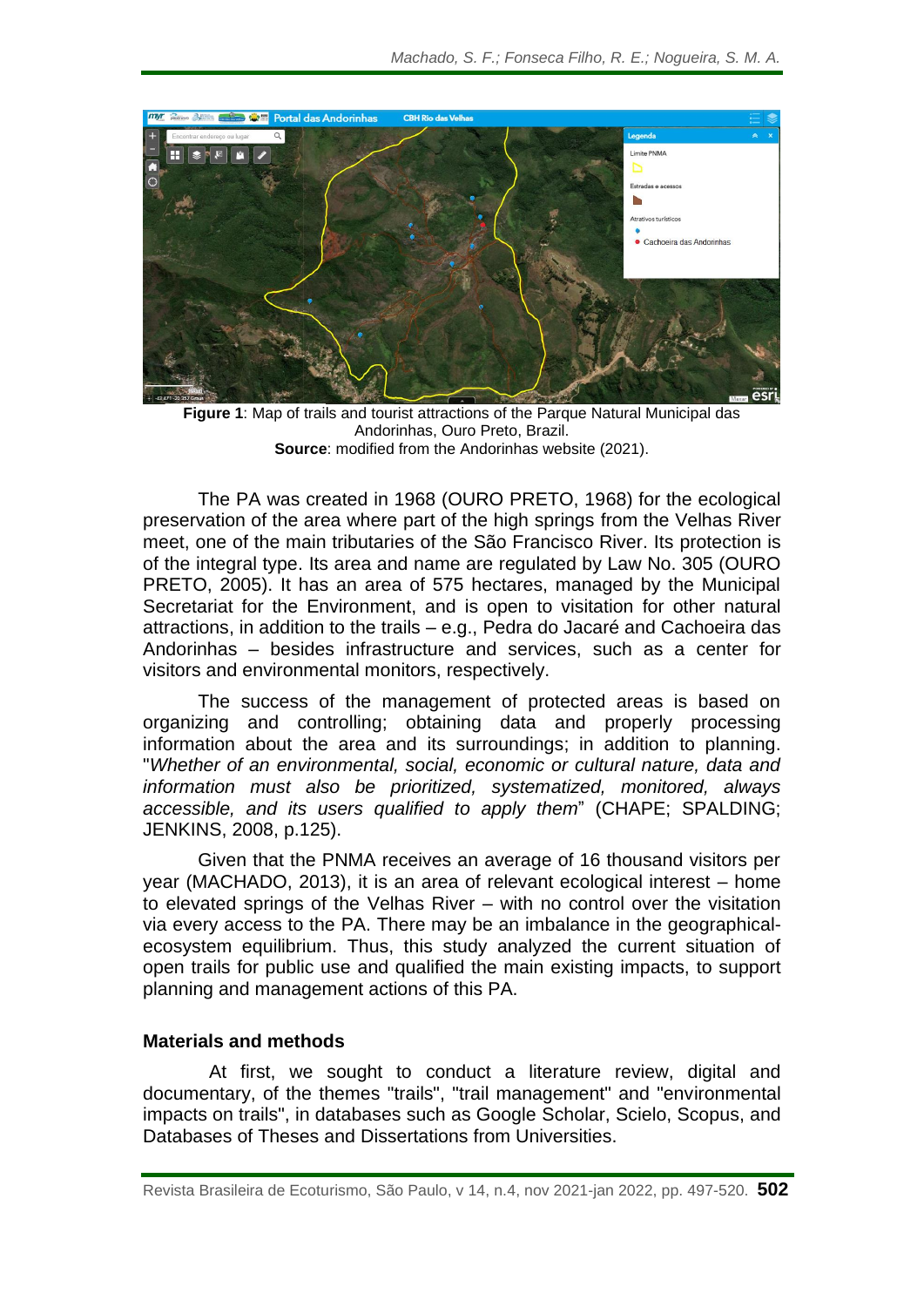**Figure 1**: Map of trails and tourist attractions of the Parque Natural Municipal das Andorinhas, Ouro Preto, Brazil.
**Source**: modified from the Andorinhas website (2021).

The PA was created in 1968 (OURO PRETO, 1968) for the ecological preservation of the area where part of the high springs from the Velhas River meet, one of the main tributaries of the São Francisco River. Its protection is of the integral type. Its area and name are regulated by Law No. 305 (OURO PRETO, 2005). It has an area of 575 hectares, managed by the Municipal Secretariat for the Environment, and is open to visitation for other natural attractions, in addition to the trails – e.g., Pedra do Jacaré and Cachoeira das Andorinhas – besides infrastructure and services, such as a center for visitors and environmental monitors, respectively.

The success of the management of protected areas is based on organizing and controlling; obtaining data and properly processing information about the area and its surroundings; in addition to planning. "*Whether of an environmental, social, economic or cultural nature, data and information must also be prioritized, systematized, monitored, always accessible, and its users qualified to apply them*" (CHAPE; SPALDING; JENKINS, 2008, p.125).

Given that the PNMA receives an average of 16 thousand visitors per year (MACHADO, 2013), it is an area of relevant ecological interest – home to elevated springs of the Velhas River – with no control over the visitation via every access to the PA. There may be an imbalance in the geographical-ecosystem equilibrium. Thus, this study analyzed the current situation of open trails for public use and qualified the main existing impacts, to support planning and management actions of this PA.

## Materials and methods

At first, we sought to conduct a literature review, digital and documentary, of the themes "trails", "trail management" and "environmental impacts on trails", in databases such as Google Scholar, Scielo, Scopus, and Databases of Theses and Dissertations from Universities.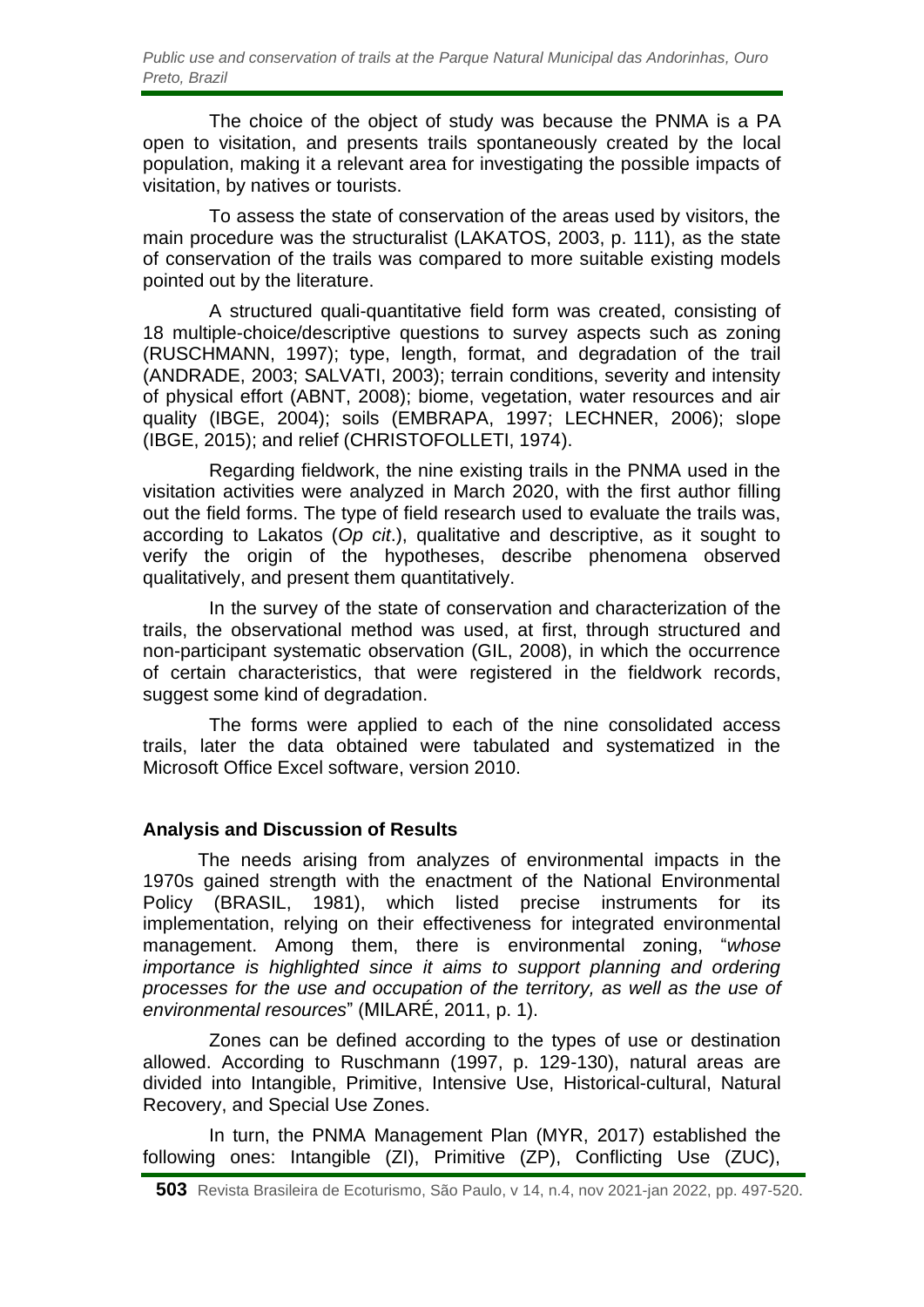The choice of the object of study was because the PNMA is a PA open to visitation, and presents trails spontaneously created by the local population, making it a relevant area for investigating the possible impacts of visitation, by natives or tourists.

To assess the state of conservation of the areas used by visitors, the main procedure was the structuralist (LAKATOS, 2003, p. 111), as the state of conservation of the trails was compared to more suitable existing models pointed out by the literature.

A structured quali-quantitative field form was created, consisting of 18 multiple-choice/descriptive questions to survey aspects such as zoning (RUSCHMANN, 1997); type, length, format, and degradation of the trail (ANDRADE, 2003; SALVATI, 2003); terrain conditions, severity and intensity of physical effort (ABNT, 2008); biome, vegetation, water resources and air quality (IBGE, 2004); soils (EMBRAPA, 1997; LECHNER, 2006); slope (IBGE, 2015); and relief (CHRISTOFOLLETI, 1974).

Regarding fieldwork, the nine existing trails in the PNMA used in the visitation activities were analyzed in March 2020, with the first author filling out the field forms. The type of field research used to evaluate the trails was, according to Lakatos (*Op cit*.), qualitative and descriptive, as it sought to verify the origin of the hypotheses, describe phenomena observed qualitatively, and present them quantitatively.

In the survey of the state of conservation and characterization of the trails, the observational method was used, at first, through structured and non-participant systematic observation (GIL, 2008), in which the occurrence of certain characteristics, that were registered in the fieldwork records, suggest some kind of degradation.

The forms were applied to each of the nine consolidated access trails, later the data obtained were tabulated and systematized in the Microsoft Office Excel software, version 2010.

## Analysis and Discussion of Results

The needs arising from analyzes of environmental impacts in the 1970s gained strength with the enactment of the National Environmental Policy (BRASIL, 1981), which listed precise instruments for its implementation, relying on their effectiveness for integrated environmental management. Among them, there is environmental zoning, "*whose importance is highlighted since it aims to support planning and ordering processes for the use and occupation of the territory, as well as the use of environmental resources*" (MILARÉ, 2011, p. 1).

Zones can be defined according to the types of use or destination allowed. According to Ruschmann (1997, p. 129-130), natural areas are divided into Intangible, Primitive, Intensive Use, Historical-cultural, Natural Recovery, and Special Use Zones.

In turn, the PNMA Management Plan (MYR, 2017) established the following ones: Intangible (ZI), Primitive (ZP), Conflicting Use (ZUC),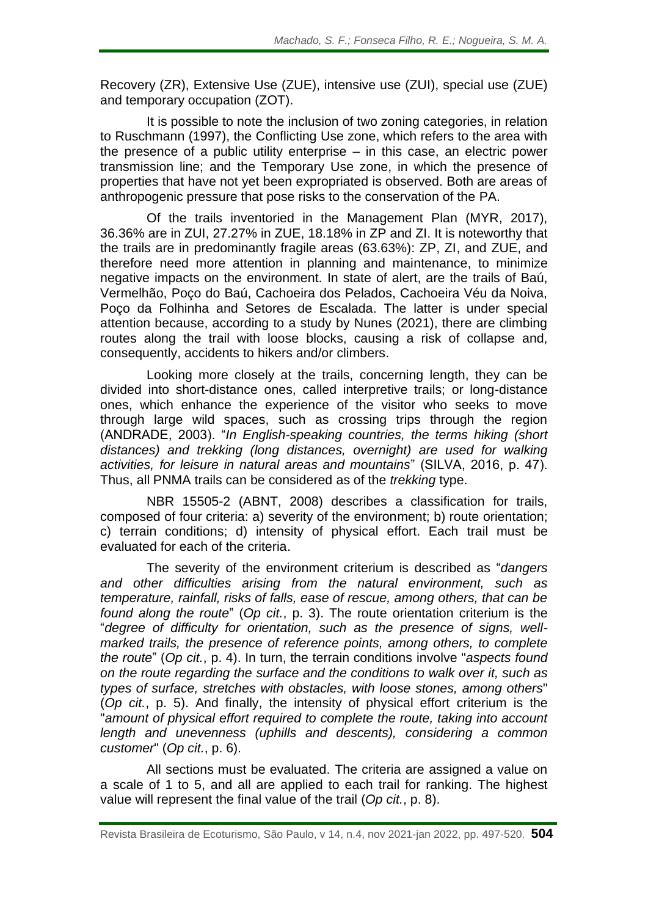Recovery (ZR), Extensive Use (ZUE), intensive use (ZUI), special use (ZUE) and temporary occupation (ZOT).

It is possible to note the inclusion of two zoning categories, in relation to Ruschmann (1997), the Conflicting Use zone, which refers to the area with the presence of a public utility enterprise – in this case, an electric power transmission line; and the Temporary Use zone, in which the presence of properties that have not yet been expropriated is observed. Both are areas of anthropogenic pressure that pose risks to the conservation of the PA.

Of the trails inventoried in the Management Plan (MYR, 2017), 36.36% are in ZUI, 27.27% in ZUE, 18.18% in ZP and ZI. It is noteworthy that the trails are in predominantly fragile areas (63.63%): ZP, ZI, and ZUE, and therefore need more attention in planning and maintenance, to minimize negative impacts on the environment. In state of alert, are the trails of Baú, Vermelhão, Poço do Baú, Cachoeira dos Pelados, Cachoeira Véu da Noiva, Poço da Folhinha and Setores de Escalada. The latter is under special attention because, according to a study by Nunes (2021), there are climbing routes along the trail with loose blocks, causing a risk of collapse and, consequently, accidents to hikers and/or climbers.

Looking more closely at the trails, concerning length, they can be divided into short-distance ones, called interpretive trails; or long-distance ones, which enhance the experience of the visitor who seeks to move through large wild spaces, such as crossing trips through the region (ANDRADE, 2003). "*In English-speaking countries, the terms hiking (short distances) and trekking (long distances, overnight) are used for walking activities, for leisure in natural areas and mountains*" (SILVA, 2016, p. 47). Thus, all PNMA trails can be considered as of the *trekking* type.

NBR 15505-2 (ABNT, 2008) describes a classification for trails, composed of four criteria: a) severity of the environment; b) route orientation; c) terrain conditions; d) intensity of physical effort. Each trail must be evaluated for each of the criteria.

The severity of the environment criterium is described as "*dangers and other difficulties arising from the natural environment, such as temperature, rainfall, risks of falls, ease of rescue, among others, that can be found along the route*" (*Op cit.*, p. 3). The route orientation criterium is the "*degree of difficulty for orientation, such as the presence of signs, well-marked trails, the presence of reference points, among others, to complete the route*" (*Op cit.*, p. 4). In turn, the terrain conditions involve "*aspects found on the route regarding the surface and the conditions to walk over it, such as types of surface, stretches with obstacles, with loose stones, among others*" (*Op cit.*, p. 5). And finally, the intensity of physical effort criterium is the "*amount of physical effort required to complete the route, taking into account length and unevenness (uphills and descents), considering a common customer*" (*Op cit.*, p. 6).

All sections must be evaluated. The criteria are assigned a value on a scale of 1 to 5, and all are applied to each trail for ranking. The highest value will represent the final value of the trail (*Op cit.*, p. 8).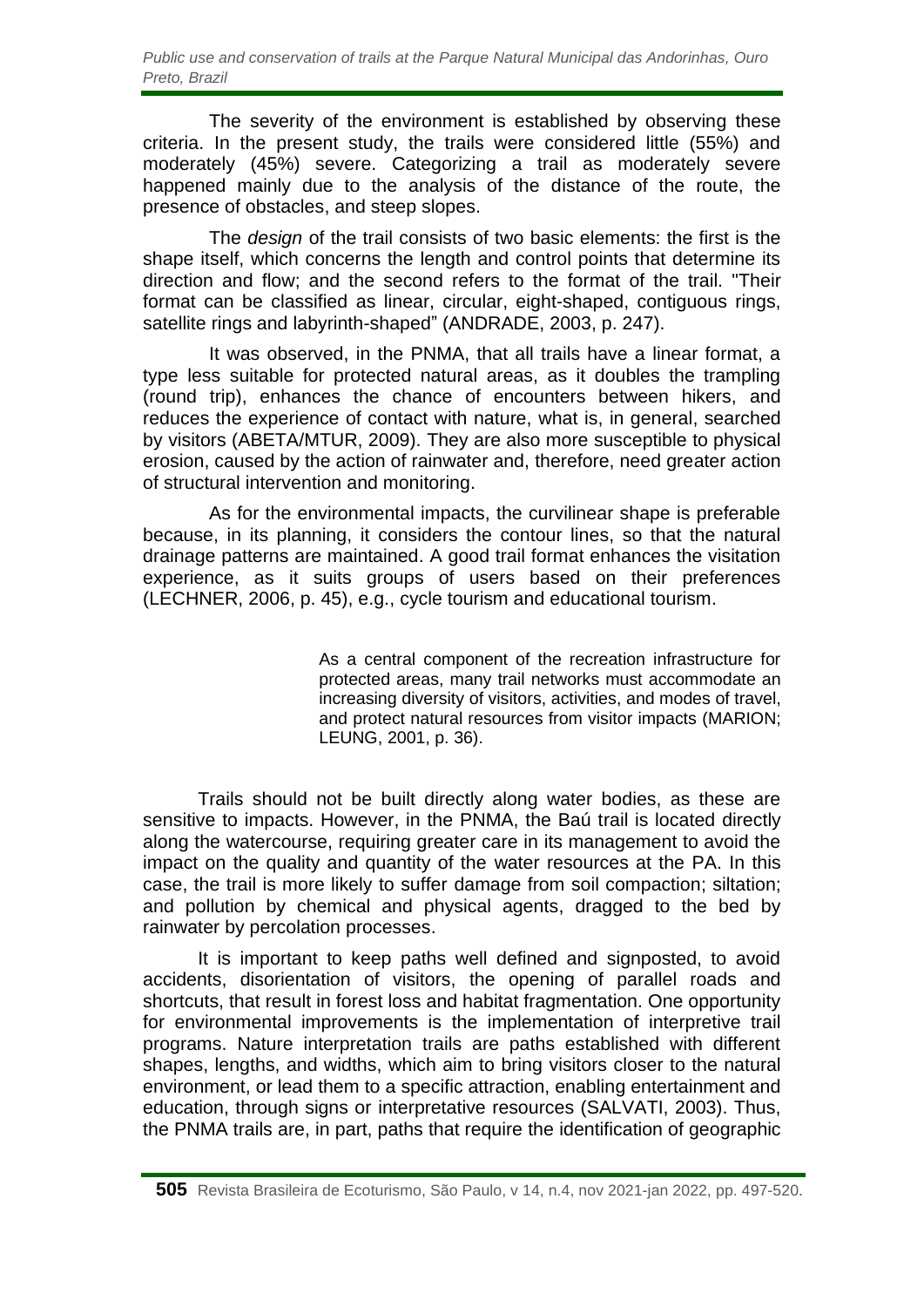The severity of the environment is established by observing these criteria. In the present study, the trails were considered little (55%) and moderately (45%) severe. Categorizing a trail as moderately severe happened mainly due to the analysis of the distance of the route, the presence of obstacles, and steep slopes.

The *design* of the trail consists of two basic elements: the first is the shape itself, which concerns the length and control points that determine its direction and flow; and the second refers to the format of the trail. "Their format can be classified as linear, circular, eight-shaped, contiguous rings, satellite rings and labyrinth-shaped" (ANDRADE, 2003, p. 247).

It was observed, in the PNMA, that all trails have a linear format, a type less suitable for protected natural areas, as it doubles the trampling (round trip), enhances the chance of encounters between hikers, and reduces the experience of contact with nature, what is, in general, searched by visitors (ABETA/MTUR, 2009). They are also more susceptible to physical erosion, caused by the action of rainwater and, therefore, need greater action of structural intervention and monitoring.

As for the environmental impacts, the curvilinear shape is preferable because, in its planning, it considers the contour lines, so that the natural drainage patterns are maintained. A good trail format enhances the visitation experience, as it suits groups of users based on their preferences (LECHNER, 2006, p. 45), e.g., cycle tourism and educational tourism.

> As a central component of the recreation infrastructure for protected areas, many trail networks must accommodate an increasing diversity of visitors, activities, and modes of travel, and protect natural resources from visitor impacts (MARION; LEUNG, 2001, p. 36).

Trails should not be built directly along water bodies, as these are sensitive to impacts. However, in the PNMA, the Baú trail is located directly along the watercourse, requiring greater care in its management to avoid the impact on the quality and quantity of the water resources at the PA. In this case, the trail is more likely to suffer damage from soil compaction; siltation; and pollution by chemical and physical agents, dragged to the bed by rainwater by percolation processes.

It is important to keep paths well defined and signposted, to avoid accidents, disorientation of visitors, the opening of parallel roads and shortcuts, that result in forest loss and habitat fragmentation. One opportunity for environmental improvements is the implementation of interpretive trail programs. Nature interpretation trails are paths established with different shapes, lengths, and widths, which aim to bring visitors closer to the natural environment, or lead them to a specific attraction, enabling entertainment and education, through signs or interpretative resources (SALVATI, 2003). Thus, the PNMA trails are, in part, paths that require the identification of geographic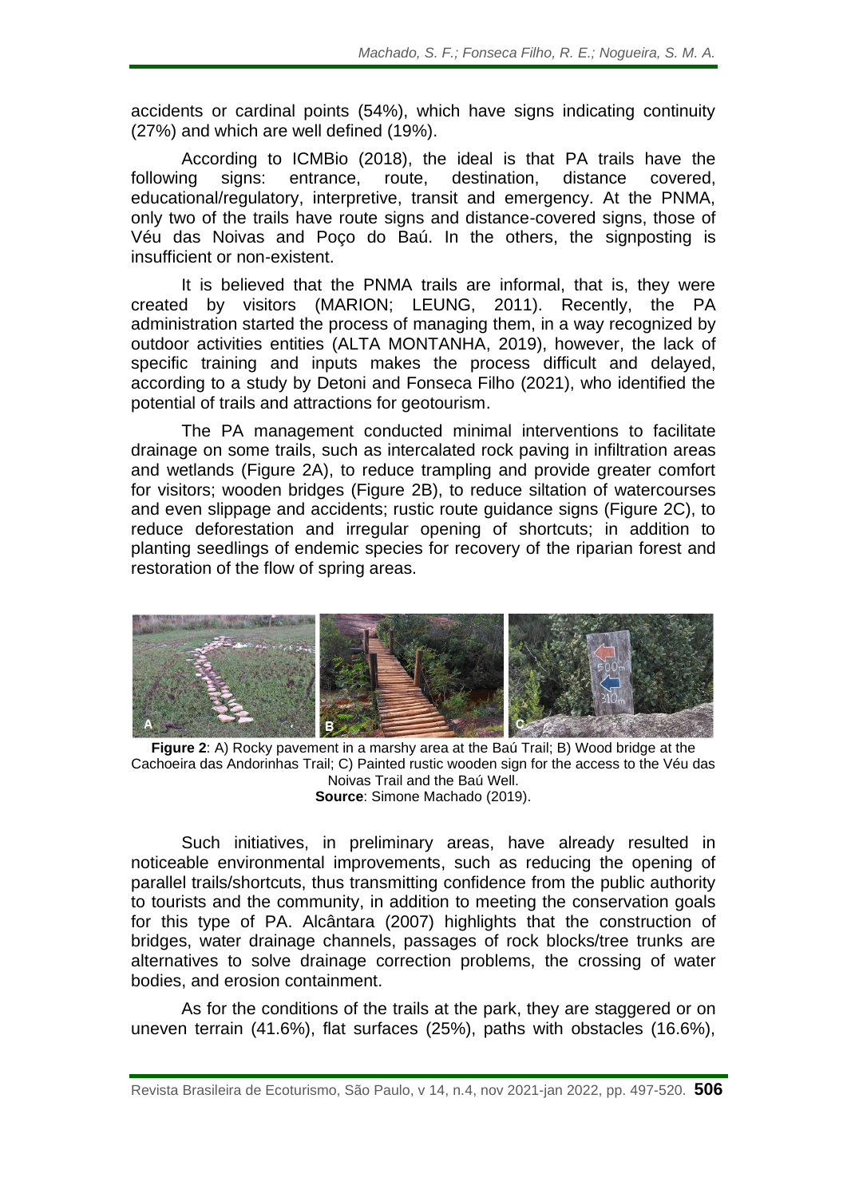accidents or cardinal points (54%), which have signs indicating continuity (27%) and which are well defined (19%).

According to ICMBio (2018), the ideal is that PA trails have the following signs: entrance, route, destination, distance covered, educational/regulatory, interpretive, transit and emergency. At the PNMA, only two of the trails have route signs and distance-covered signs, those of Véu das Noivas and Poço do Baú. In the others, the signposting is insufficient or non-existent.

It is believed that the PNMA trails are informal, that is, they were created by visitors (MARION; LEUNG, 2011). Recently, the PA administration started the process of managing them, in a way recognized by outdoor activities entities (ALTA MONTANHA, 2019), however, the lack of specific training and inputs makes the process difficult and delayed, according to a study by Detoni and Fonseca Filho (2021), who identified the potential of trails and attractions for geotourism.

The PA management conducted minimal interventions to facilitate drainage on some trails, such as intercalated rock paving in infiltration areas and wetlands (Figure 2A), to reduce trampling and provide greater comfort for visitors; wooden bridges (Figure 2B), to reduce siltation of watercourses and even slippage and accidents; rustic route guidance signs (Figure 2C), to reduce deforestation and irregular opening of shortcuts; in addition to planting seedlings of endemic species for recovery of the riparian forest and restoration of the flow of spring areas.

**Figure 2**: A) Rocky pavement in a marshy area at the Baú Trail; B) Wood bridge at the Cachoeira das Andorinhas Trail; C) Painted rustic wooden sign for the access to the Véu das Noivas Trail and the Baú Well.
**Source**: Simone Machado (2019).

Such initiatives, in preliminary areas, have already resulted in noticeable environmental improvements, such as reducing the opening of parallel trails/shortcuts, thus transmitting confidence from the public authority to tourists and the community, in addition to meeting the conservation goals for this type of PA. Alcântara (2007) highlights that the construction of bridges, water drainage channels, passages of rock blocks/tree trunks are alternatives to solve drainage correction problems, the crossing of water bodies, and erosion containment.

As for the conditions of the trails at the park, they are staggered or on uneven terrain (41.6%), flat surfaces (25%), paths with obstacles (16.6%),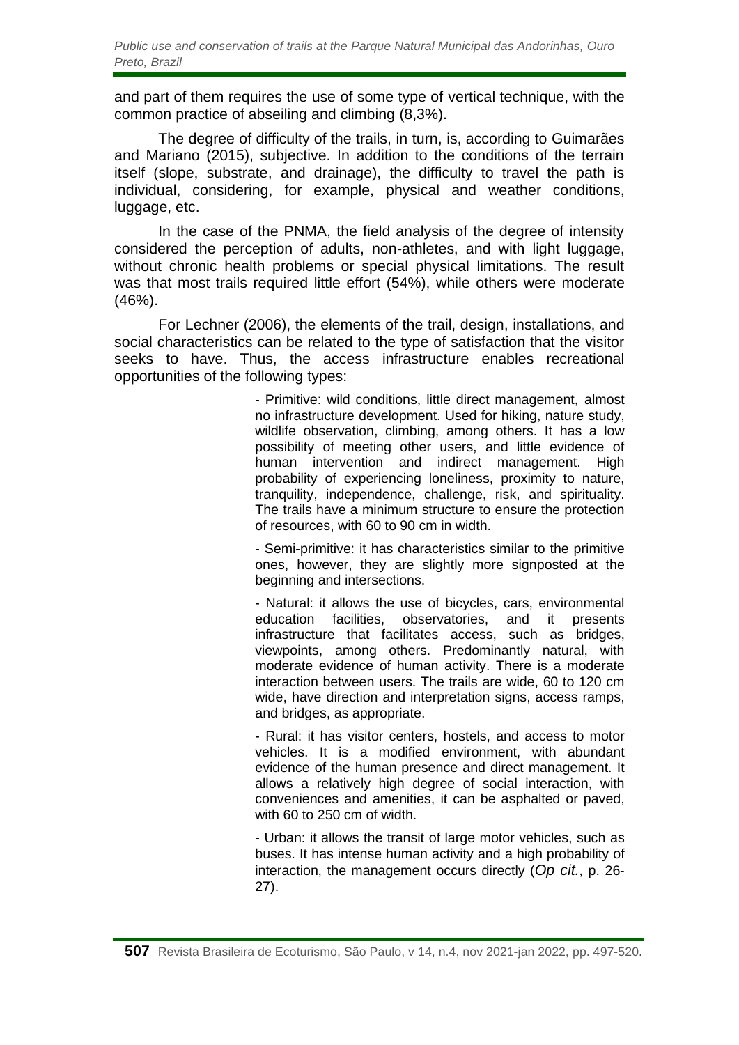and part of them requires the use of some type of vertical technique, with the common practice of abseiling and climbing (8,3%).

The degree of difficulty of the trails, in turn, is, according to Guimarães and Mariano (2015), subjective. In addition to the conditions of the terrain itself (slope, substrate, and drainage), the difficulty to travel the path is individual, considering, for example, physical and weather conditions, luggage, etc.

In the case of the PNMA, the field analysis of the degree of intensity considered the perception of adults, non-athletes, and with light luggage, without chronic health problems or special physical limitations. The result was that most trails required little effort (54%), while others were moderate (46%).

For Lechner (2006), the elements of the trail, design, installations, and social characteristics can be related to the type of satisfaction that the visitor seeks to have. Thus, the access infrastructure enables recreational opportunities of the following types:

> - Primitive: wild conditions, little direct management, almost no infrastructure development. Used for hiking, nature study, wildlife observation, climbing, among others. It has a low possibility of meeting other users, and little evidence of human intervention and indirect management. High probability of experiencing loneliness, proximity to nature, tranquility, independence, challenge, risk, and spirituality. The trails have a minimum structure to ensure the protection of resources, with 60 to 90 cm in width.
>
> - Semi-primitive: it has characteristics similar to the primitive ones, however, they are slightly more signposted at the beginning and intersections.
>
> - Natural: it allows the use of bicycles, cars, environmental education facilities, observatories, and it presents infrastructure that facilitates access, such as bridges, viewpoints, among others. Predominantly natural, with moderate evidence of human activity. There is a moderate interaction between users. The trails are wide, 60 to 120 cm wide, have direction and interpretation signs, access ramps, and bridges, as appropriate.
>
> - Rural: it has visitor centers, hostels, and access to motor vehicles. It is a modified environment, with abundant evidence of the human presence and direct management. It allows a relatively high degree of social interaction, with conveniences and amenities, it can be asphalted or paved, with 60 to 250 cm of width.
>
> - Urban: it allows the transit of large motor vehicles, such as buses. It has intense human activity and a high probability of interaction, the management occurs directly (*Op cit.*, p. 26-27).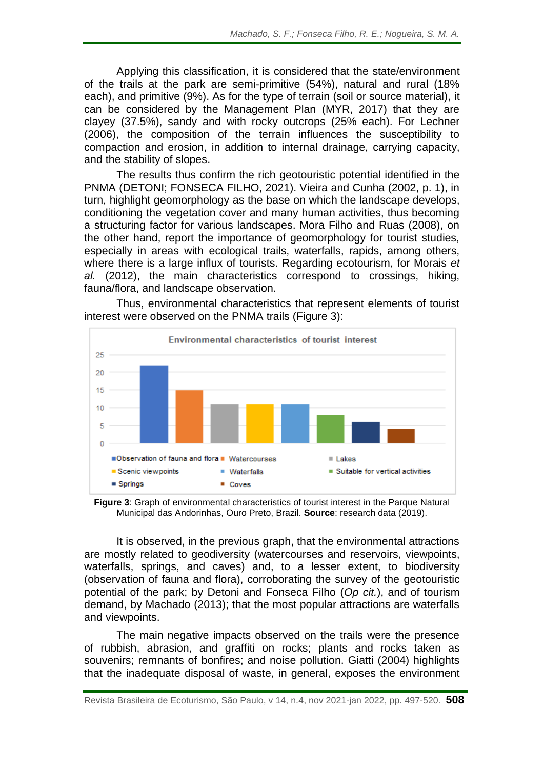Applying this classification, it is considered that the state/environment of the trails at the park are semi-primitive (54%), natural and rural (18% each), and primitive (9%). As for the type of terrain (soil or source material), it can be considered by the Management Plan (MYR, 2017) that they are clayey (37.5%), sandy and with rocky outcrops (25% each). For Lechner (2006), the composition of the terrain influences the susceptibility to compaction and erosion, in addition to internal drainage, carrying capacity, and the stability of slopes.

The results thus confirm the rich geotouristic potential identified in the PNMA (DETONI; FONSECA FILHO, 2021). Vieira and Cunha (2002, p. 1), in turn, highlight geomorphology as the base on which the landscape develops, conditioning the vegetation cover and many human activities, thus becoming a structuring factor for various landscapes. Mora Filho and Ruas (2008), on the other hand, report the importance of geomorphology for tourist studies, especially in areas with ecological trails, waterfalls, rapids, among others, where there is a large influx of tourists. Regarding ecotourism, for Morais *et al.* (2012), the main characteristics correspond to crossings, hiking, fauna/flora, and landscape observation.

Thus, environmental characteristics that represent elements of tourist interest were observed on the PNMA trails (Figure 3):

Environmental characteristics of tourist interest

| Characteristic | Value |
|---|---|
| Observation of fauna and flora | 22 |
| Watercourses | 15 |
| Lakes | 11 |
| Scenic viewpoints | 11 |
| Waterfalls | 11 |
| Suitable for vertical activities | 8 |
| Springs | 6 |
| Coves | 4 |

**Figure 3**: Graph of environmental characteristics of tourist interest in the Parque Natural Municipal das Andorinhas, Ouro Preto, Brazil. **Source**: research data (2019).

It is observed, in the previous graph, that the environmental attractions are mostly related to geodiversity (watercourses and reservoirs, viewpoints, waterfalls, springs, and caves) and, to a lesser extent, to biodiversity (observation of fauna and flora), corroborating the survey of the geotouristic potential of the park; by Detoni and Fonseca Filho (*Op cit.*), and of tourism demand, by Machado (2013); that the most popular attractions are waterfalls and viewpoints.

The main negative impacts observed on the trails were the presence of rubbish, abrasion, and graffiti on rocks; plants and rocks taken as souvenirs; remnants of bonfires; and noise pollution. Giatti (2004) highlights that the inadequate disposal of waste, in general, exposes the environment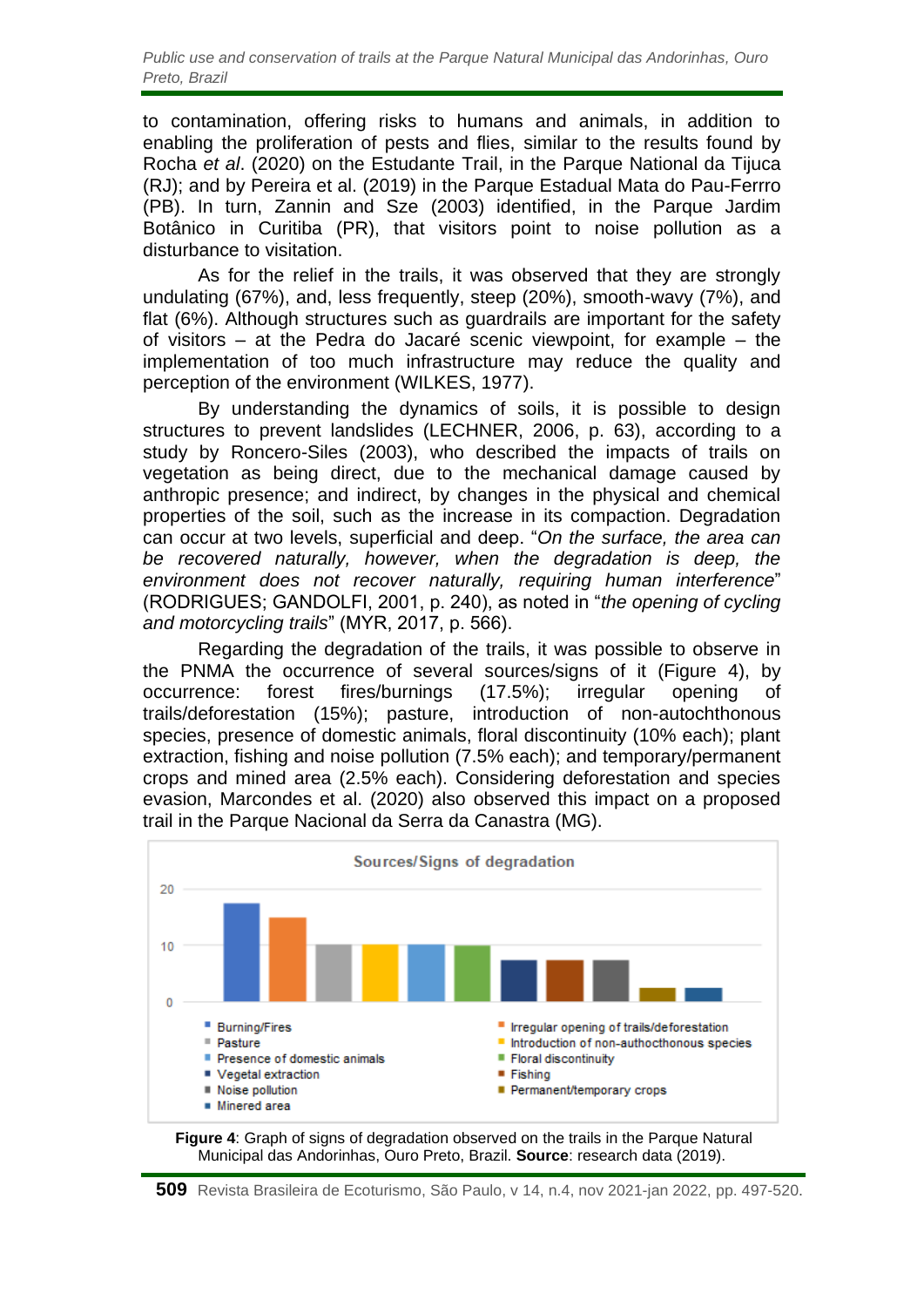to contamination, offering risks to humans and animals, in addition to enabling the proliferation of pests and flies, similar to the results found by Rocha *et al*. (2020) on the Estudante Trail, in the Parque National da Tijuca (RJ); and by Pereira et al. (2019) in the Parque Estadual Mata do Pau-Ferrro (PB). In turn, Zannin and Sze (2003) identified, in the Parque Jardim Botânico in Curitiba (PR), that visitors point to noise pollution as a disturbance to visitation.

As for the relief in the trails, it was observed that they are strongly undulating (67%), and, less frequently, steep (20%), smooth-wavy (7%), and flat (6%). Although structures such as guardrails are important for the safety of visitors – at the Pedra do Jacaré scenic viewpoint, for example – the implementation of too much infrastructure may reduce the quality and perception of the environment (WILKES, 1977).

By understanding the dynamics of soils, it is possible to design structures to prevent landslides (LECHNER, 2006, p. 63), according to a study by Roncero-Siles (2003), who described the impacts of trails on vegetation as being direct, due to the mechanical damage caused by anthropic presence; and indirect, by changes in the physical and chemical properties of the soil, such as the increase in its compaction. Degradation can occur at two levels, superficial and deep. "*On the surface, the area can be recovered naturally, however, when the degradation is deep, the environment does not recover naturally, requiring human interference*" (RODRIGUES; GANDOLFI, 2001, p. 240), as noted in "*the opening of cycling and motorcycling trails*" (MYR, 2017, p. 566).

Regarding the degradation of the trails, it was possible to observe in the PNMA the occurrence of several sources/signs of it (Figure 4), by occurrence: forest fires/burnings (17.5%); irregular opening of trails/deforestation (15%); pasture, introduction of non-autochthonous species, presence of domestic animals, floral discontinuity (10% each); plant extraction, fishing and noise pollution (7.5% each); and temporary/permanent crops and mined area (2.5% each). Considering deforestation and species evasion, Marcondes et al. (2020) also observed this impact on a proposed trail in the Parque Nacional da Serra da Canastra (MG).

**Figure 4**: Graph of signs of degradation observed on the trails in the Parque Natural Municipal das Andorinhas, Ouro Preto, Brazil. **Source**: research data (2019).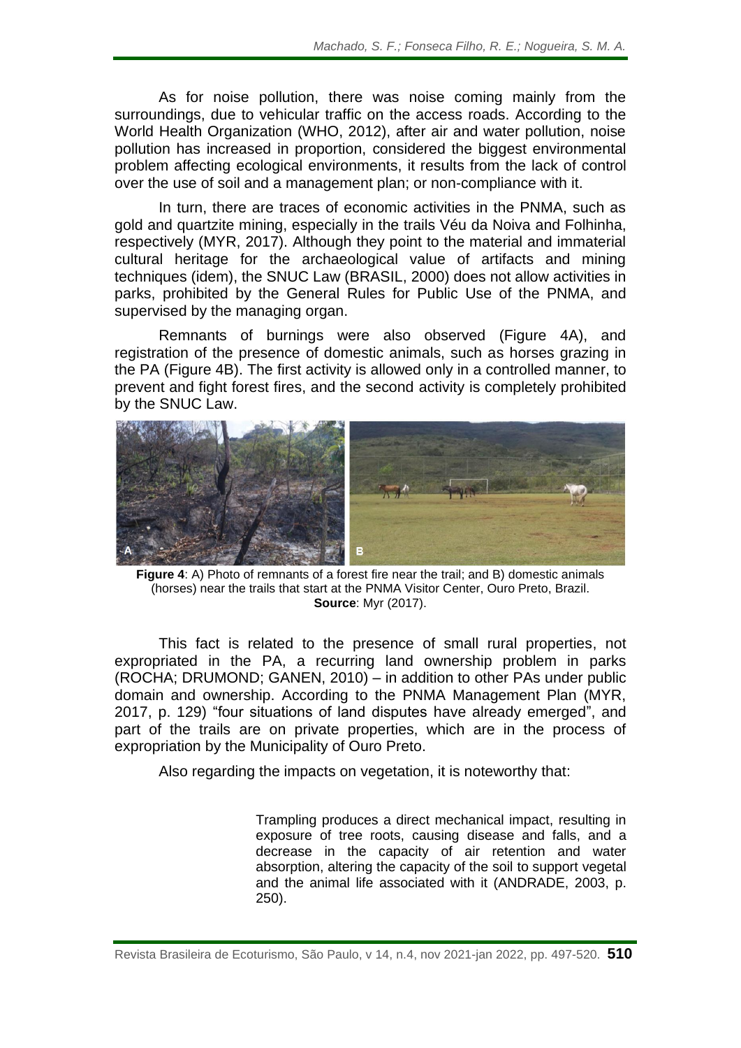As for noise pollution, there was noise coming mainly from the surroundings, due to vehicular traffic on the access roads. According to the World Health Organization (WHO, 2012), after air and water pollution, noise pollution has increased in proportion, considered the biggest environmental problem affecting ecological environments, it results from the lack of control over the use of soil and a management plan; or non-compliance with it.

In turn, there are traces of economic activities in the PNMA, such as gold and quartzite mining, especially in the trails Véu da Noiva and Folhinha, respectively (MYR, 2017). Although they point to the material and immaterial cultural heritage for the archaeological value of artifacts and mining techniques (idem), the SNUC Law (BRASIL, 2000) does not allow activities in parks, prohibited by the General Rules for Public Use of the PNMA, and supervised by the managing organ.

Remnants of burnings were also observed (Figure 4A), and registration of the presence of domestic animals, such as horses grazing in the PA (Figure 4B). The first activity is allowed only in a controlled manner, to prevent and fight forest fires, and the second activity is completely prohibited by the SNUC Law.

**Figure 4**: A) Photo of remnants of a forest fire near the trail; and B) domestic animals (horses) near the trails that start at the PNMA Visitor Center, Ouro Preto, Brazil.
**Source**: Myr (2017).

This fact is related to the presence of small rural properties, not expropriated in the PA, a recurring land ownership problem in parks (ROCHA; DRUMOND; GANEN, 2010) – in addition to other PAs under public domain and ownership. According to the PNMA Management Plan (MYR, 2017, p. 129) "four situations of land disputes have already emerged", and part of the trails are on private properties, which are in the process of expropriation by the Municipality of Ouro Preto.

Also regarding the impacts on vegetation, it is noteworthy that:

> Trampling produces a direct mechanical impact, resulting in exposure of tree roots, causing disease and falls, and a decrease in the capacity of air retention and water absorption, altering the capacity of the soil to support vegetal and the animal life associated with it (ANDRADE, 2003, p. 250).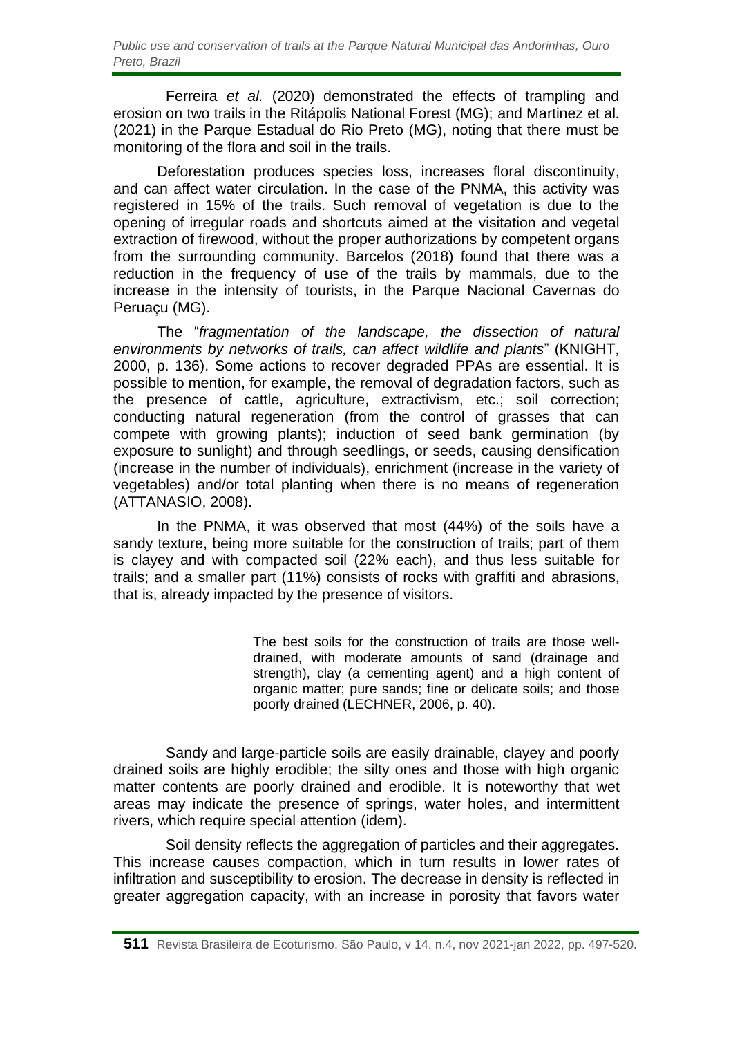Ferreira *et al.* (2020) demonstrated the effects of trampling and erosion on two trails in the Ritápolis National Forest (MG); and Martinez et al. (2021) in the Parque Estadual do Rio Preto (MG), noting that there must be monitoring of the flora and soil in the trails.

Deforestation produces species loss, increases floral discontinuity, and can affect water circulation. In the case of the PNMA, this activity was registered in 15% of the trails. Such removal of vegetation is due to the opening of irregular roads and shortcuts aimed at the visitation and vegetal extraction of firewood, without the proper authorizations by competent organs from the surrounding community. Barcelos (2018) found that there was a reduction in the frequency of use of the trails by mammals, due to the increase in the intensity of tourists, in the Parque Nacional Cavernas do Peruaçu (MG).

The "*fragmentation of the landscape, the dissection of natural environments by networks of trails, can affect wildlife and plants*" (KNIGHT, 2000, p. 136). Some actions to recover degraded PPAs are essential. It is possible to mention, for example, the removal of degradation factors, such as the presence of cattle, agriculture, extractivism, etc.; soil correction; conducting natural regeneration (from the control of grasses that can compete with growing plants); induction of seed bank germination (by exposure to sunlight) and through seedlings, or seeds, causing densification (increase in the number of individuals), enrichment (increase in the variety of vegetables) and/or total planting when there is no means of regeneration (ATTANASIO, 2008).

In the PNMA, it was observed that most (44%) of the soils have a sandy texture, being more suitable for the construction of trails; part of them is clayey and with compacted soil (22% each), and thus less suitable for trails; and a smaller part (11%) consists of rocks with graffiti and abrasions, that is, already impacted by the presence of visitors.

> The best soils for the construction of trails are those well-drained, with moderate amounts of sand (drainage and strength), clay (a cementing agent) and a high content of organic matter; pure sands; fine or delicate soils; and those poorly drained (LECHNER, 2006, p. 40).

Sandy and large-particle soils are easily drainable, clayey and poorly drained soils are highly erodible; the silty ones and those with high organic matter contents are poorly drained and erodible. It is noteworthy that wet areas may indicate the presence of springs, water holes, and intermittent rivers, which require special attention (idem).

Soil density reflects the aggregation of particles and their aggregates. This increase causes compaction, which in turn results in lower rates of infiltration and susceptibility to erosion. The decrease in density is reflected in greater aggregation capacity, with an increase in porosity that favors water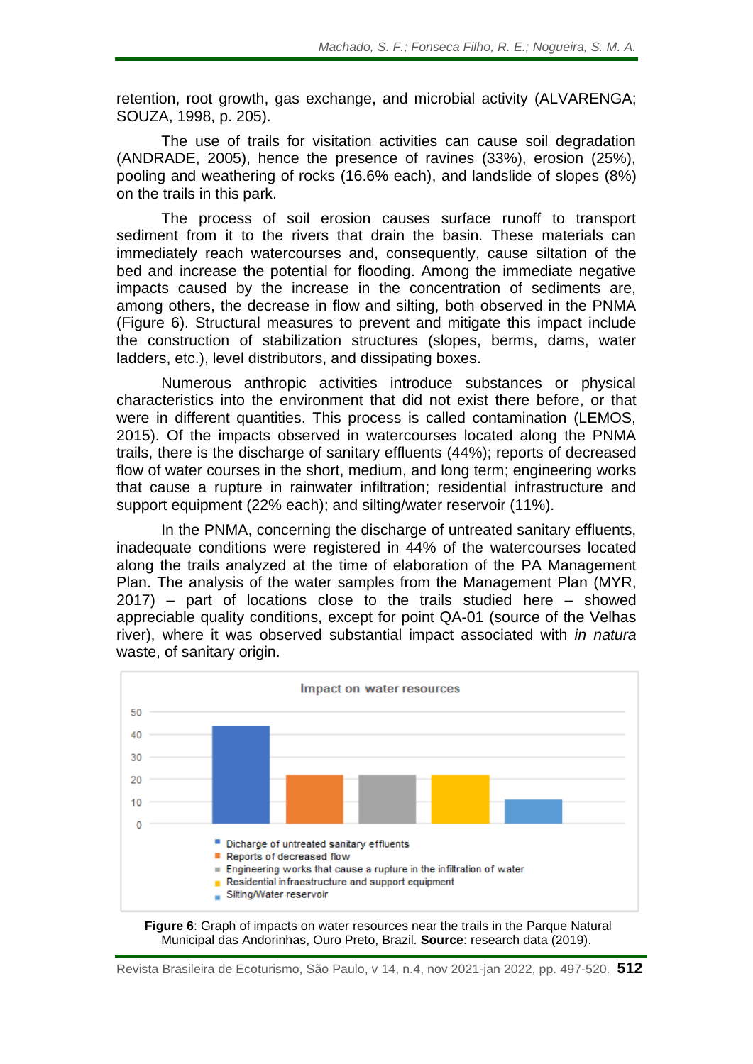retention, root growth, gas exchange, and microbial activity (ALVARENGA; SOUZA, 1998, p. 205).

The use of trails for visitation activities can cause soil degradation (ANDRADE, 2005), hence the presence of ravines (33%), erosion (25%), pooling and weathering of rocks (16.6% each), and landslide of slopes (8%) on the trails in this park.

The process of soil erosion causes surface runoff to transport sediment from it to the rivers that drain the basin. These materials can immediately reach watercourses and, consequently, cause siltation of the bed and increase the potential for flooding. Among the immediate negative impacts caused by the increase in the concentration of sediments are, among others, the decrease in flow and silting, both observed in the PNMA (Figure 6). Structural measures to prevent and mitigate this impact include the construction of stabilization structures (slopes, berms, dams, water ladders, etc.), level distributors, and dissipating boxes.

Numerous anthropic activities introduce substances or physical characteristics into the environment that did not exist there before, or that were in different quantities. This process is called contamination (LEMOS, 2015). Of the impacts observed in watercourses located along the PNMA trails, there is the discharge of sanitary effluents (44%); reports of decreased flow of water courses in the short, medium, and long term; engineering works that cause a rupture in rainwater infiltration; residential infrastructure and support equipment (22% each); and silting/water reservoir (11%).

In the PNMA, concerning the discharge of untreated sanitary effluents, inadequate conditions were registered in 44% of the watercourses located along the trails analyzed at the time of elaboration of the PA Management Plan. The analysis of the water samples from the Management Plan (MYR, 2017) – part of locations close to the trails studied here – showed appreciable quality conditions, except for point QA-01 (source of the Velhas river), where it was observed substantial impact associated with *in natura* waste, of sanitary origin.

Impact on water resources

| Impact | Value |
|---|---|
| Dicharge of untreated sanitary effluents | 44 |
| Reports of decreased flow | 22 |
| Engineering works that cause a rupture in the infiltration of water | 22 |
| Residential infraestructure and support equipment | 22 |
| Silting/Water reservoir | 11 |

**Figure 6**: Graph of impacts on water resources near the trails in the Parque Natural Municipal das Andorinhas, Ouro Preto, Brazil. **Source**: research data (2019).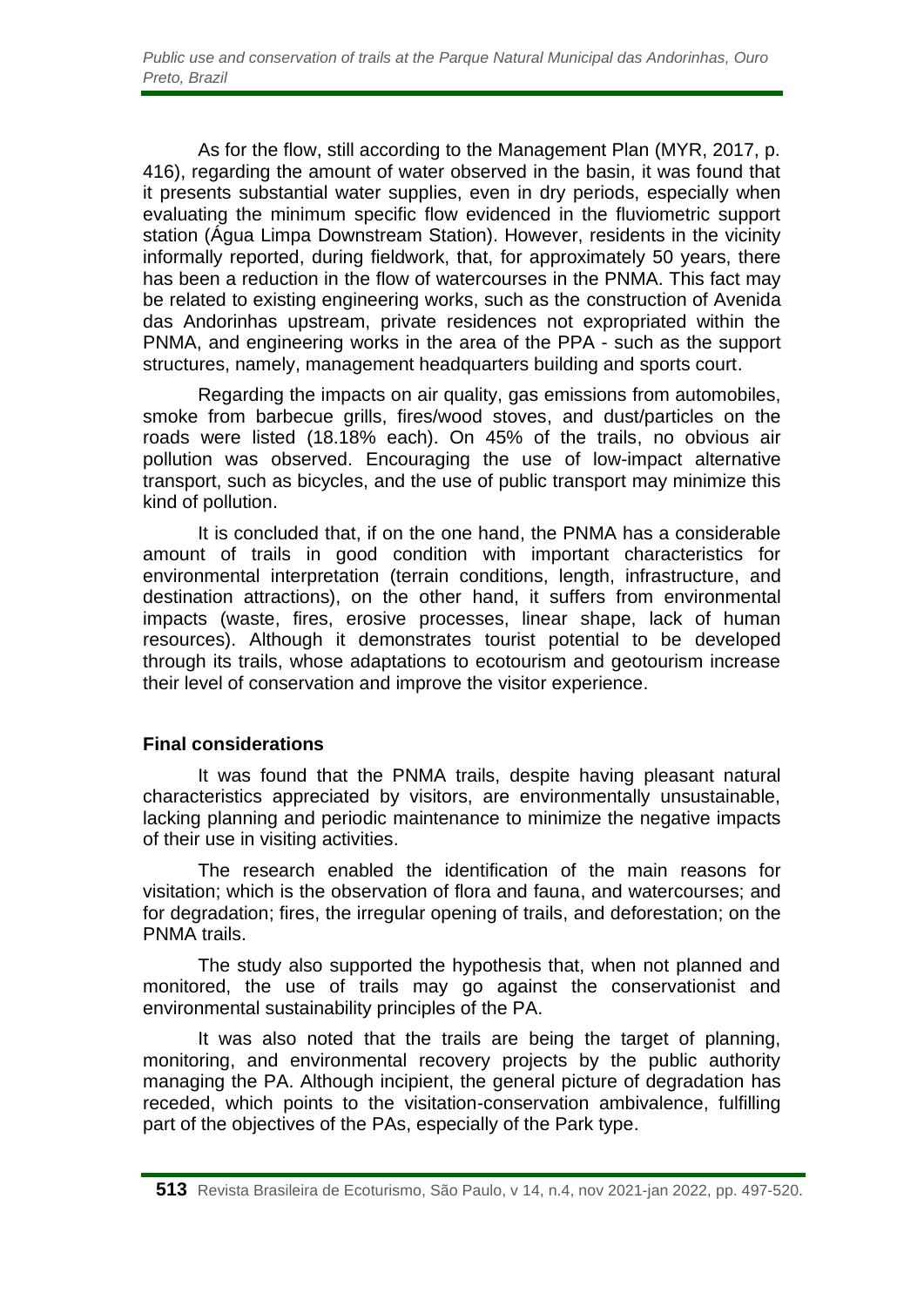As for the flow, still according to the Management Plan (MYR, 2017, p. 416), regarding the amount of water observed in the basin, it was found that it presents substantial water supplies, even in dry periods, especially when evaluating the minimum specific flow evidenced in the fluviometric support station (Água Limpa Downstream Station). However, residents in the vicinity informally reported, during fieldwork, that, for approximately 50 years, there has been a reduction in the flow of watercourses in the PNMA. This fact may be related to existing engineering works, such as the construction of Avenida das Andorinhas upstream, private residences not expropriated within the PNMA, and engineering works in the area of the PPA - such as the support structures, namely, management headquarters building and sports court.

Regarding the impacts on air quality, gas emissions from automobiles, smoke from barbecue grills, fires/wood stoves, and dust/particles on the roads were listed (18.18% each). On 45% of the trails, no obvious air pollution was observed. Encouraging the use of low-impact alternative transport, such as bicycles, and the use of public transport may minimize this kind of pollution.

It is concluded that, if on the one hand, the PNMA has a considerable amount of trails in good condition with important characteristics for environmental interpretation (terrain conditions, length, infrastructure, and destination attractions), on the other hand, it suffers from environmental impacts (waste, fires, erosive processes, linear shape, lack of human resources). Although it demonstrates tourist potential to be developed through its trails, whose adaptations to ecotourism and geotourism increase their level of conservation and improve the visitor experience.

## Final considerations

It was found that the PNMA trails, despite having pleasant natural characteristics appreciated by visitors, are environmentally unsustainable, lacking planning and periodic maintenance to minimize the negative impacts of their use in visiting activities.

The research enabled the identification of the main reasons for visitation; which is the observation of flora and fauna, and watercourses; and for degradation; fires, the irregular opening of trails, and deforestation; on the PNMA trails.

The study also supported the hypothesis that, when not planned and monitored, the use of trails may go against the conservationist and environmental sustainability principles of the PA.

It was also noted that the trails are being the target of planning, monitoring, and environmental recovery projects by the public authority managing the PA. Although incipient, the general picture of degradation has receded, which points to the visitation-conservation ambivalence, fulfilling part of the objectives of the PAs, especially of the Park type.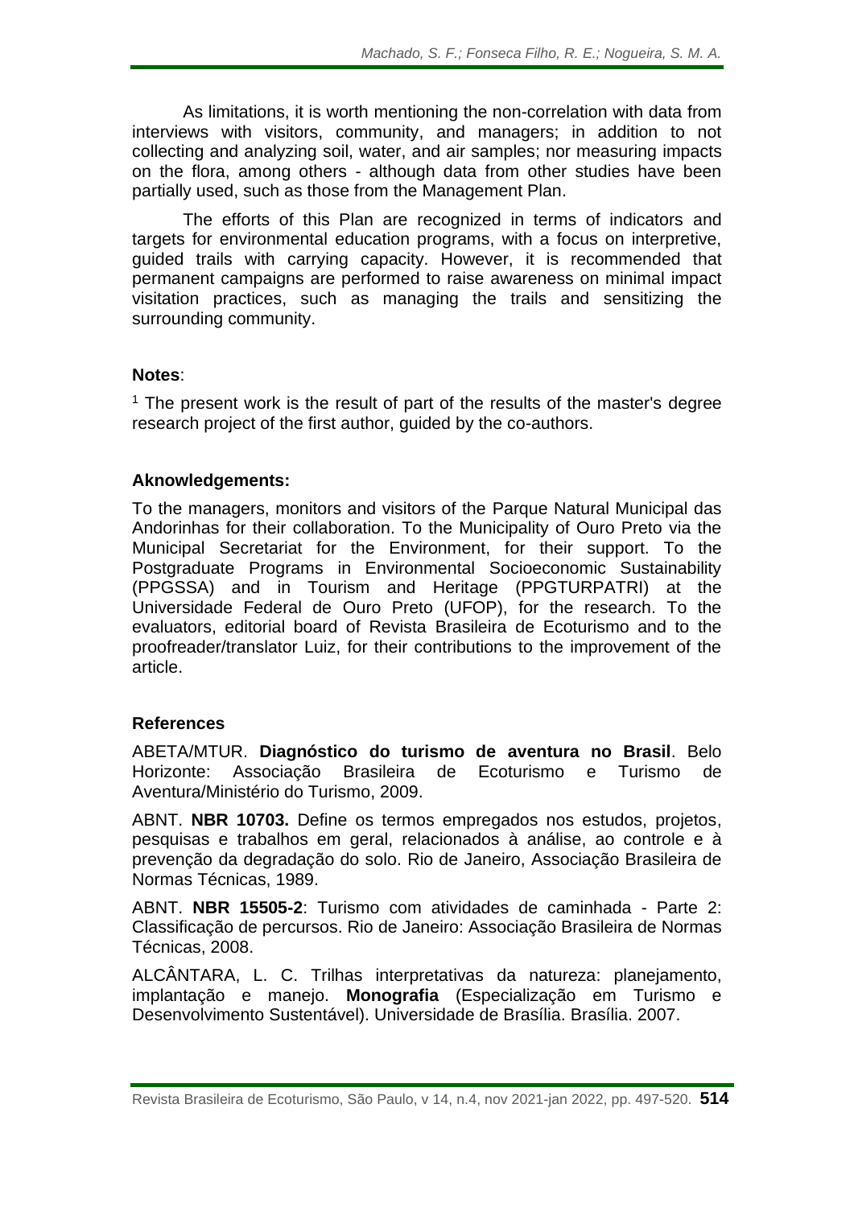As limitations, it is worth mentioning the non-correlation with data from interviews with visitors, community, and managers; in addition to not collecting and analyzing soil, water, and air samples; nor measuring impacts on the flora, among others - although data from other studies have been partially used, such as those from the Management Plan.

The efforts of this Plan are recognized in terms of indicators and targets for environmental education programs, with a focus on interpretive, guided trails with carrying capacity. However, it is recommended that permanent campaigns are performed to raise awareness on minimal impact visitation practices, such as managing the trails and sensitizing the surrounding community.

**Notes**:

[1] The present work is the result of part of the results of the master's degree research project of the first author, guided by the co-authors.

**Aknowledgements:**

To the managers, monitors and visitors of the Parque Natural Municipal das Andorinhas for their collaboration. To the Municipality of Ouro Preto via the Municipal Secretariat for the Environment, for their support. To the Postgraduate Programs in Environmental Socioeconomic Sustainability (PPGSSA) and in Tourism and Heritage (PPGTURPATRI) at the Universidade Federal de Ouro Preto (UFOP), for the research. To the evaluators, editorial board of Revista Brasileira de Ecoturismo and to the proofreader/translator Luiz, for their contributions to the improvement of the article.

**References**

ABETA/MTUR. **Diagnóstico do turismo de aventura no Brasil**. Belo Horizonte: Associação Brasileira de Ecoturismo e Turismo de Aventura/Ministério do Turismo, 2009.

ABNT. **NBR 10703.** Define os termos empregados nos estudos, projetos, pesquisas e trabalhos em geral, relacionados à análise, ao controle e à prevenção da degradação do solo. Rio de Janeiro, Associação Brasileira de Normas Técnicas, 1989.

ABNT. **NBR 15505-2**: Turismo com atividades de caminhada - Parte 2: Classificação de percursos. Rio de Janeiro: Associação Brasileira de Normas Técnicas, 2008.

ALCÂNTARA, L. C. Trilhas interpretativas da natureza: planejamento, implantação e manejo. **Monografia** (Especialização em Turismo e Desenvolvimento Sustentável). Universidade de Brasília. Brasília. 2007.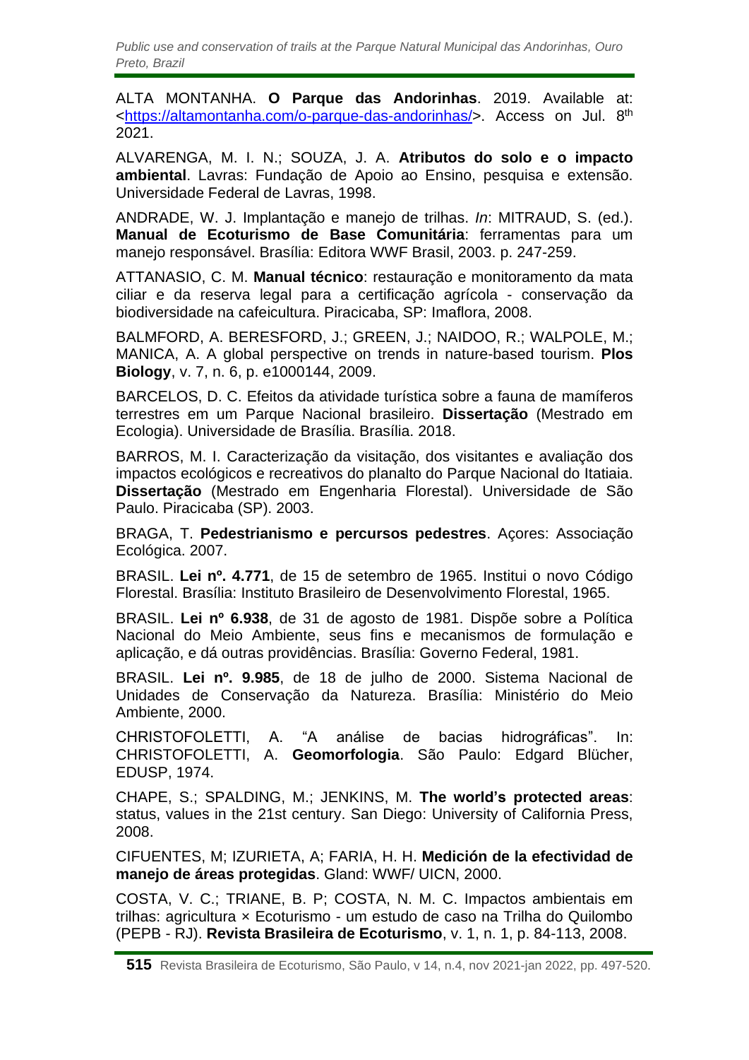ALTA MONTANHA. **O Parque das Andorinhas**. 2019. Available at: <https://altamontanha.com/o-parque-das-andorinhas/>. Access on Jul. 8th 2021.

ALVARENGA, M. I. N.; SOUZA, J. A. **Atributos do solo e o impacto ambiental**. Lavras: Fundação de Apoio ao Ensino, pesquisa e extensão. Universidade Federal de Lavras, 1998.

ANDRADE, W. J. Implantação e manejo de trilhas. *In*: MITRAUD, S. (ed.). **Manual de Ecoturismo de Base Comunitária**: ferramentas para um manejo responsável. Brasília: Editora WWF Brasil, 2003. p. 247-259.

ATTANASIO, C. M. **Manual técnico**: restauração e monitoramento da mata ciliar e da reserva legal para a certificação agrícola - conservação da biodiversidade na cafeicultura. Piracicaba, SP: Imaflora, 2008.

BALMFORD, A. BERESFORD, J.; GREEN, J.; NAIDOO, R.; WALPOLE, M.; MANICA, A. A global perspective on trends in nature-based tourism. **Plos Biology**, v. 7, n. 6, p. e1000144, 2009.

BARCELOS, D. C. Efeitos da atividade turística sobre a fauna de mamíferos terrestres em um Parque Nacional brasileiro. **Dissertação** (Mestrado em Ecologia). Universidade de Brasília. Brasília. 2018.

BARROS, M. I. Caracterização da visitação, dos visitantes e avaliação dos impactos ecológicos e recreativos do planalto do Parque Nacional do Itatiaia. **Dissertação** (Mestrado em Engenharia Florestal). Universidade de São Paulo. Piracicaba (SP). 2003.

BRAGA, T. **Pedestrianismo e percursos pedestres**. Açores: Associação Ecológica. 2007.

BRASIL. **Lei nº. 4.771**, de 15 de setembro de 1965. Institui o novo Código Florestal. Brasília: Instituto Brasileiro de Desenvolvimento Florestal, 1965.

BRASIL. **Lei nº 6.938**, de 31 de agosto de 1981. Dispõe sobre a Política Nacional do Meio Ambiente, seus fins e mecanismos de formulação e aplicação, e dá outras providências. Brasília: Governo Federal, 1981.

BRASIL. **Lei nº. 9.985**, de 18 de julho de 2000. Sistema Nacional de Unidades de Conservação da Natureza. Brasília: Ministério do Meio Ambiente, 2000.

CHRISTOFOLETTI, A. "A análise de bacias hidrográficas". In: CHRISTOFOLETTI, A. **Geomorfologia**. São Paulo: Edgard Blücher, EDUSP, 1974.

CHAPE, S.; SPALDING, M.; JENKINS, M. **The world's protected areas**: status, values in the 21st century. San Diego: University of California Press, 2008.

CIFUENTES, M; IZURIETA, A; FARIA, H. H. **Medición de la efectividad de manejo de áreas protegidas**. Gland: WWF/ UICN, 2000.

COSTA, V. C.; TRIANE, B. P; COSTA, N. M. C. Impactos ambientais em trilhas: agricultura × Ecoturismo - um estudo de caso na Trilha do Quilombo (PEPB - RJ). **Revista Brasileira de Ecoturismo**, v. 1, n. 1, p. 84-113, 2008.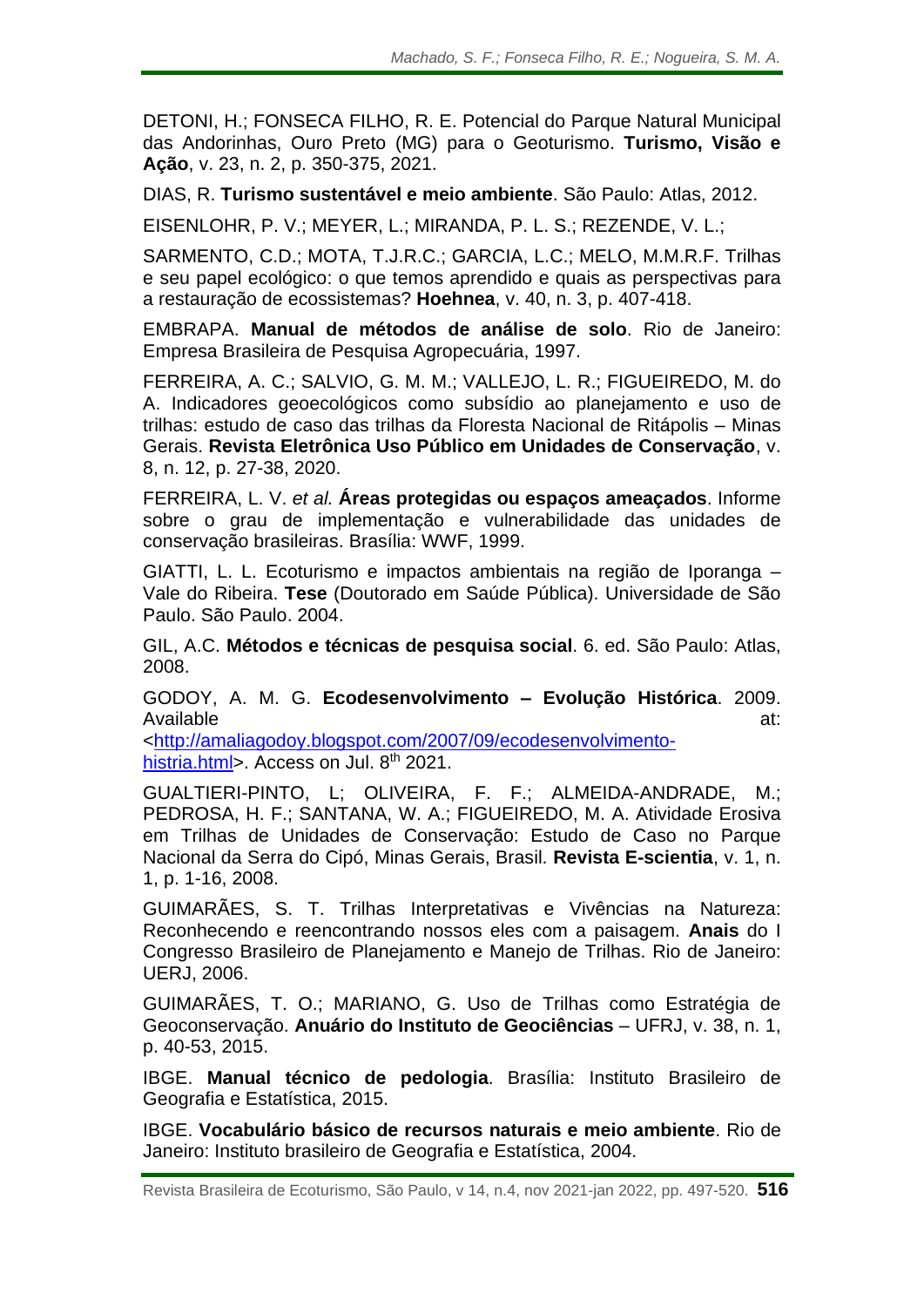DETONI, H.; FONSECA FILHO, R. E. Potencial do Parque Natural Municipal das Andorinhas, Ouro Preto (MG) para o Geoturismo. **Turismo, Visão e Ação**, v. 23, n. 2, p. 350-375, 2021.

DIAS, R. **Turismo sustentável e meio ambiente**. São Paulo: Atlas, 2012.

EISENLOHR, P. V.; MEYER, L.; MIRANDA, P. L. S.; REZENDE, V. L.;

SARMENTO, C.D.; MOTA, T.J.R.C.; GARCIA, L.C.; MELO, M.M.R.F. Trilhas e seu papel ecológico: o que temos aprendido e quais as perspectivas para a restauração de ecossistemas? **Hoehnea**, v. 40, n. 3, p. 407-418.

EMBRAPA. **Manual de métodos de análise de solo**. Rio de Janeiro: Empresa Brasileira de Pesquisa Agropecuária, 1997.

FERREIRA, A. C.; SALVIO, G. M. M.; VALLEJO, L. R.; FIGUEIREDO, M. do A. Indicadores geoecológicos como subsídio ao planejamento e uso de trilhas: estudo de caso das trilhas da Floresta Nacional de Ritápolis – Minas Gerais. **Revista Eletrônica Uso Público em Unidades de Conservação**, v. 8, n. 12, p. 27-38, 2020.

FERREIRA, L. V. *et al.* **Áreas protegidas ou espaços ameaçados**. Informe sobre o grau de implementação e vulnerabilidade das unidades de conservação brasileiras. Brasília: WWF, 1999.

GIATTI, L. L. Ecoturismo e impactos ambientais na região de Iporanga – Vale do Ribeira. **Tese** (Doutorado em Saúde Pública). Universidade de São Paulo. São Paulo. 2004.

GIL, A.C. **Métodos e técnicas de pesquisa social**. 6. ed. São Paulo: Atlas, 2008.

GODOY, A. M. G. **Ecodesenvolvimento – Evolução Histórica**. 2009. Available at: <http://amaliagodoy.blogspot.com/2007/09/ecodesenvolvimento-histria.html>. Access on Jul. 8th 2021.

GUALTIERI-PINTO, L; OLIVEIRA, F. F.; ALMEIDA-ANDRADE, M.; PEDROSA, H. F.; SANTANA, W. A.; FIGUEIREDO, M. A. Atividade Erosiva em Trilhas de Unidades de Conservação: Estudo de Caso no Parque Nacional da Serra do Cipó, Minas Gerais, Brasil. **Revista E-scientia**, v. 1, n. 1, p. 1-16, 2008.

GUIMARÃES, S. T. Trilhas Interpretativas e Vivências na Natureza: Reconhecendo e reencontrando nossos eles com a paisagem. **Anais** do I Congresso Brasileiro de Planejamento e Manejo de Trilhas. Rio de Janeiro: UERJ, 2006.

GUIMARÃES, T. O.; MARIANO, G. Uso de Trilhas como Estratégia de Geoconservação. **Anuário do Instituto de Geociências** – UFRJ, v. 38, n. 1, p. 40-53, 2015.

IBGE. **Manual técnico de pedologia**. Brasília: Instituto Brasileiro de Geografia e Estatística, 2015.

IBGE. **Vocabulário básico de recursos naturais e meio ambiente**. Rio de Janeiro: Instituto brasileiro de Geografia e Estatística, 2004.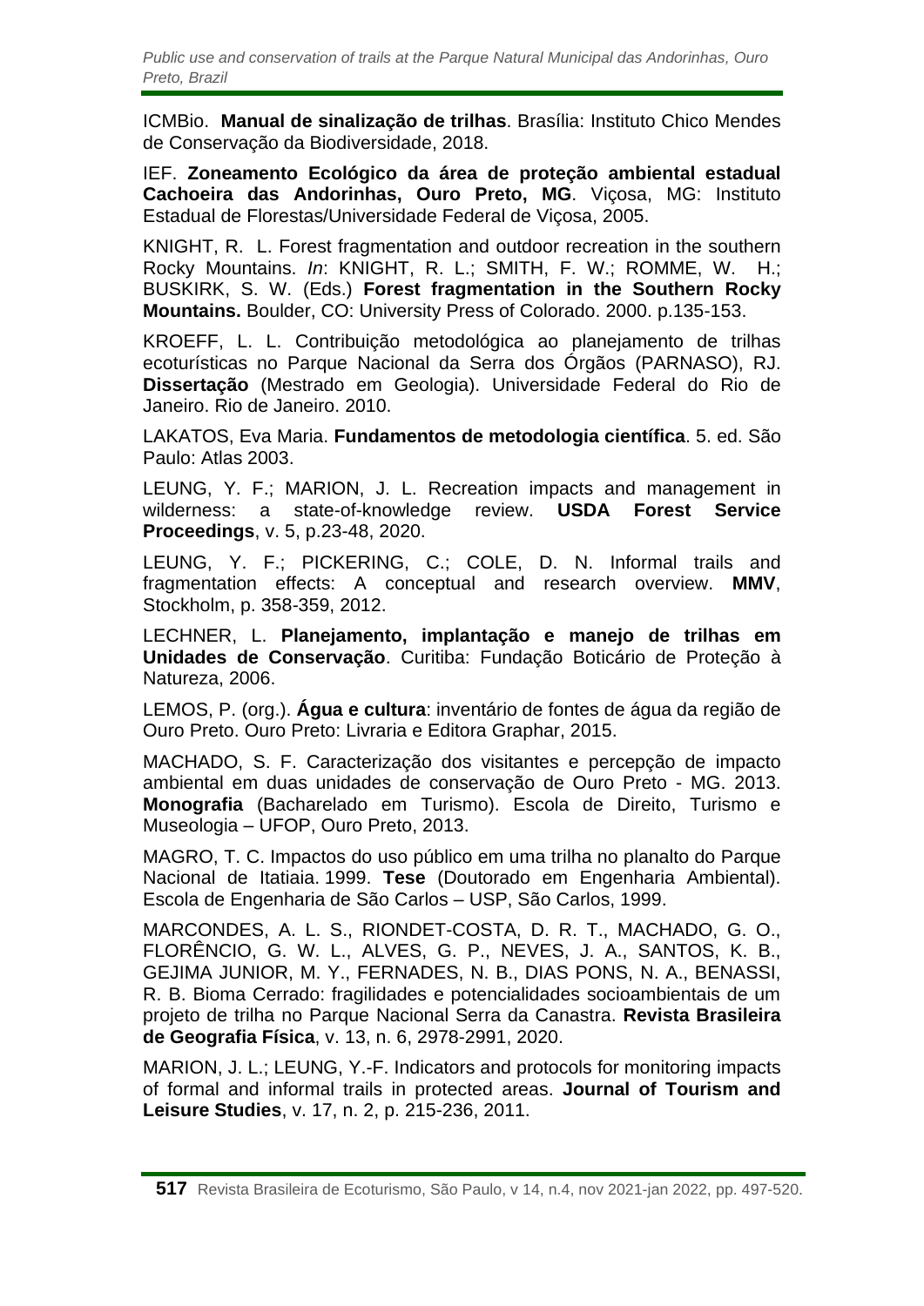ICMBio. **Manual de sinalização de trilhas**. Brasília: Instituto Chico Mendes de Conservação da Biodiversidade, 2018.

IEF. **Zoneamento Ecológico da área de proteção ambiental estadual Cachoeira das Andorinhas, Ouro Preto, MG**. Viçosa, MG: Instituto Estadual de Florestas/Universidade Federal de Viçosa, 2005.

KNIGHT, R. L. Forest fragmentation and outdoor recreation in the southern Rocky Mountains. *In*: KNIGHT, R. L.; SMITH, F. W.; ROMME, W. H.; BUSKIRK, S. W. (Eds.) **Forest fragmentation in the Southern Rocky Mountains.** Boulder, CO: University Press of Colorado. 2000. p.135-153.

KROEFF, L. L. Contribuição metodológica ao planejamento de trilhas ecoturísticas no Parque Nacional da Serra dos Órgãos (PARNASO), RJ. **Dissertação** (Mestrado em Geologia). Universidade Federal do Rio de Janeiro. Rio de Janeiro. 2010.

LAKATOS, Eva Maria. **Fundamentos de metodologia científica**. 5. ed. São Paulo: Atlas 2003.

LEUNG, Y. F.; MARION, J. L. Recreation impacts and management in wilderness: a state-of-knowledge review. **USDA Forest Service Proceedings**, v. 5, p.23-48, 2020.

LEUNG, Y. F.; PICKERING, C.; COLE, D. N. Informal trails and fragmentation effects: A conceptual and research overview. **MMV**, Stockholm, p. 358-359, 2012.

LECHNER, L. **Planejamento, implantação e manejo de trilhas em Unidades de Conservação**. Curitiba: Fundação Boticário de Proteção à Natureza, 2006.

LEMOS, P. (org.). **Água e cultura**: inventário de fontes de água da região de Ouro Preto. Ouro Preto: Livraria e Editora Graphar, 2015.

MACHADO, S. F. Caracterização dos visitantes e percepção de impacto ambiental em duas unidades de conservação de Ouro Preto - MG. 2013. **Monografia** (Bacharelado em Turismo). Escola de Direito, Turismo e Museologia – UFOP, Ouro Preto, 2013.

MAGRO, T. C. Impactos do uso público em uma trilha no planalto do Parque Nacional de Itatiaia. 1999. **Tese** (Doutorado em Engenharia Ambiental). Escola de Engenharia de São Carlos – USP, São Carlos, 1999.

MARCONDES, A. L. S., RIONDET-COSTA, D. R. T., MACHADO, G. O., FLORÊNCIO, G. W. L., ALVES, G. P., NEVES, J. A., SANTOS, K. B., GEJIMA JUNIOR, M. Y., FERNADES, N. B., DIAS PONS, N. A., BENASSI, R. B. Bioma Cerrado: fragilidades e potencialidades socioambientais de um projeto de trilha no Parque Nacional Serra da Canastra. **Revista Brasileira de Geografia Física**, v. 13, n. 6, 2978-2991, 2020.

MARION, J. L.; LEUNG, Y.-F. Indicators and protocols for monitoring impacts of formal and informal trails in protected areas. **Journal of Tourism and Leisure Studies**, v. 17, n. 2, p. 215-236, 2011.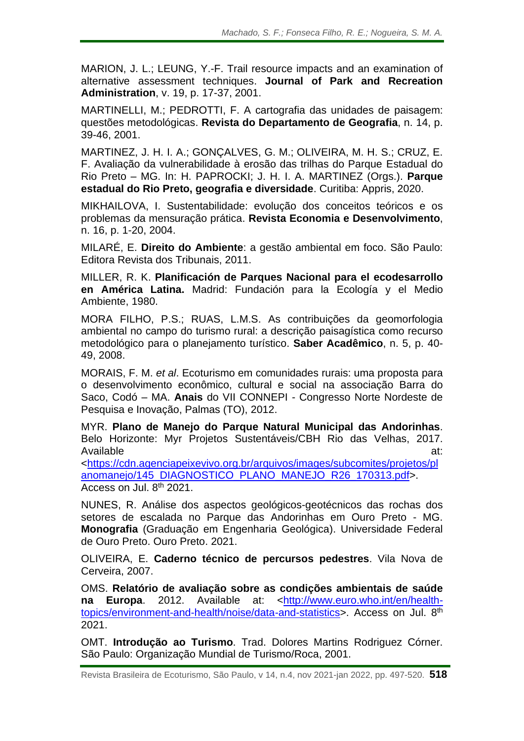MARION, J. L.; LEUNG, Y.-F. Trail resource impacts and an examination of alternative assessment techniques. **Journal of Park and Recreation Administration**, v. 19, p. 17-37, 2001.

MARTINELLI, M.; PEDROTTI, F. A cartografia das unidades de paisagem: questões metodológicas. **Revista do Departamento de Geografia**, n. 14, p. 39-46, 2001.

MARTINEZ, J. H. I. A.; GONÇALVES, G. M.; OLIVEIRA, M. H. S.; CRUZ, E. F. Avaliação da vulnerabilidade à erosão das trilhas do Parque Estadual do Rio Preto – MG. In: H. PAPROCKI; J. H. I. A. MARTINEZ (Orgs.). **Parque estadual do Rio Preto, geografia e diversidade**. Curitiba: Appris, 2020.

MIKHAILOVA, I. Sustentabilidade: evolução dos conceitos teóricos e os problemas da mensuração prática. **Revista Economia e Desenvolvimento**, n. 16, p. 1-20, 2004.

MILARÉ, E. **Direito do Ambiente**: a gestão ambiental em foco. São Paulo: Editora Revista dos Tribunais, 2011.

MILLER, R. K. **Planificación de Parques Nacional para el ecodesarrollo en América Latina.** Madrid: Fundación para la Ecología y el Medio Ambiente, 1980.

MORA FILHO, P.S.; RUAS, L.M.S. As contribuições da geomorfologia ambiental no campo do turismo rural: a descrição paisagística como recurso metodológico para o planejamento turístico. **Saber Acadêmico**, n. 5, p. 40-49, 2008.

MORAIS, F. M. *et al*. Ecoturismo em comunidades rurais: uma proposta para o desenvolvimento econômico, cultural e social na associação Barra do Saco, Codó – MA. **Anais** do VII CONNEPI - Congresso Norte Nordeste de Pesquisa e Inovação, Palmas (TO), 2012.

MYR. **Plano de Manejo do Parque Natural Municipal das Andorinhas**. Belo Horizonte: Myr Projetos Sustentáveis/CBH Rio das Velhas, 2017. Available at: <https://cdn.agenciapeixevivo.org.br/arquivos/images/subcomites/projetos/planomanejo/145_DIAGNOSTICO_PLANO_MANEJO_R26_170313.pdf>. Access on Jul. 8th 2021.

NUNES, R. Análise dos aspectos geológicos-geotécnicos das rochas dos setores de escalada no Parque das Andorinhas em Ouro Preto - MG. **Monografia** (Graduação em Engenharia Geológica). Universidade Federal de Ouro Preto. Ouro Preto. 2021.

OLIVEIRA, E. **Caderno técnico de percursos pedestres**. Vila Nova de Cerveira, 2007.

OMS. **Relatório de avaliação sobre as condições ambientais de saúde na Europa**. 2012. Available at: <http://www.euro.who.int/en/health-topics/environment-and-health/noise/data-and-statistics>. Access on Jul. 8th 2021.

OMT. **Introdução ao Turismo**. Trad. Dolores Martins Rodriguez Córner. São Paulo: Organização Mundial de Turismo/Roca, 2001.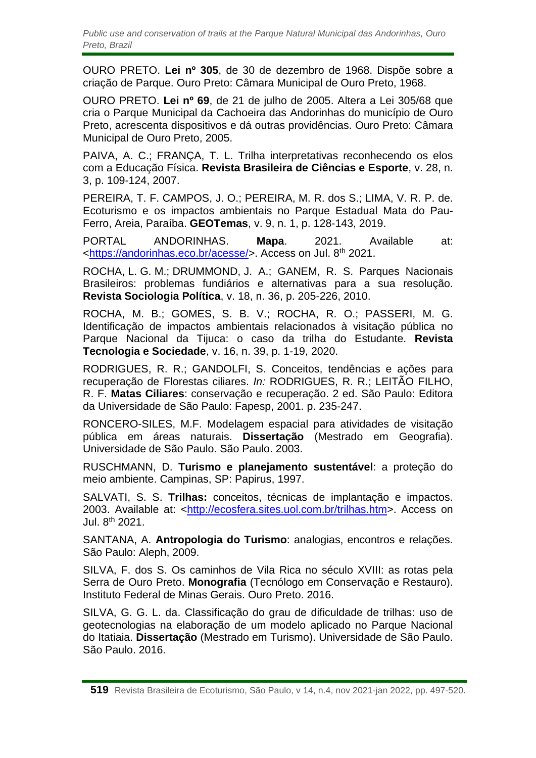OURO PRETO. **Lei nº 305**, de 30 de dezembro de 1968. Dispõe sobre a criação de Parque. Ouro Preto: Câmara Municipal de Ouro Preto, 1968.

OURO PRETO. **Lei nº 69**, de 21 de julho de 2005. Altera a Lei 305/68 que cria o Parque Municipal da Cachoeira das Andorinhas do município de Ouro Preto, acrescenta dispositivos e dá outras providências. Ouro Preto: Câmara Municipal de Ouro Preto, 2005.

PAIVA, A. C.; FRANÇA, T. L. Trilha interpretativas reconhecendo os elos com a Educação Física. **Revista Brasileira de Ciências e Esporte**, v. 28, n. 3, p. 109-124, 2007.

PEREIRA, T. F. CAMPOS, J. O.; PEREIRA, M. R. dos S.; LIMA, V. R. P. de. Ecoturismo e os impactos ambientais no Parque Estadual Mata do Pau-Ferro, Areia, Paraíba. **GEOTemas**, v. 9, n. 1, p. 128-143, 2019.

PORTAL ANDORINHAS. **Mapa**. 2021. Available at: <https://andorinhas.eco.br/acesse/>. Access on Jul. 8th 2021.

ROCHA, L. G. M.; DRUMMOND, J. A.; GANEM, R. S. Parques Nacionais Brasileiros: problemas fundiários e alternativas para a sua resolução. **Revista Sociologia Política**, v. 18, n. 36, p. 205-226, 2010.

ROCHA, M. B.; GOMES, S. B. V.; ROCHA, R. O.; PASSERI, M. G. Identificação de impactos ambientais relacionados à visitação pública no Parque Nacional da Tijuca: o caso da trilha do Estudante. **Revista Tecnologia e Sociedade**, v. 16, n. 39, p. 1-19, 2020.

RODRIGUES, R. R.; GANDOLFI, S. Conceitos, tendências e ações para recuperação de Florestas ciliares. *In:* RODRIGUES, R. R.; LEITÃO FILHO, R. F. **Matas Ciliares**: conservação e recuperação. 2 ed. São Paulo: Editora da Universidade de São Paulo: Fapesp, 2001. p. 235-247.

RONCERO-SILES, M.F. Modelagem espacial para atividades de visitação pública em áreas naturais. **Dissertação** (Mestrado em Geografia). Universidade de São Paulo. São Paulo. 2003.

RUSCHMANN, D. **Turismo e planejamento sustentável**: a proteção do meio ambiente. Campinas, SP: Papirus, 1997.

SALVATI, S. S. **Trilhas:** conceitos, técnicas de implantação e impactos. 2003. Available at: <http://ecosfera.sites.uol.com.br/trilhas.htm>. Access on Jul. 8th 2021.

SANTANA, A. **Antropologia do Turismo**: analogias, encontros e relações. São Paulo: Aleph, 2009.

SILVA, F. dos S. Os caminhos de Vila Rica no século XVIII: as rotas pela Serra de Ouro Preto. **Monografia** (Tecnólogo em Conservação e Restauro). Instituto Federal de Minas Gerais. Ouro Preto. 2016.

SILVA, G. G. L. da. Classificação do grau de dificuldade de trilhas: uso de geotecnologias na elaboração de um modelo aplicado no Parque Nacional do Itatiaia. **Dissertação** (Mestrado em Turismo). Universidade de São Paulo. São Paulo. 2016.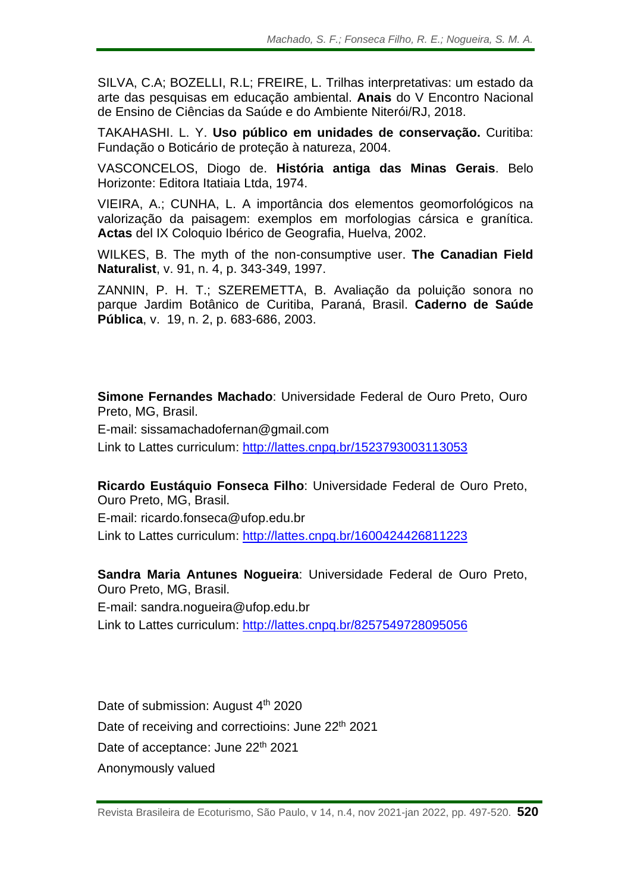SILVA, C.A; BOZELLI, R.L; FREIRE, L. Trilhas interpretativas: um estado da arte das pesquisas em educação ambiental. **Anais** do V Encontro Nacional de Ensino de Ciências da Saúde e do Ambiente Niterói/RJ, 2018.

TAKAHASHI. L. Y. **Uso público em unidades de conservação.** Curitiba: Fundação o Boticário de proteção à natureza, 2004.

VASCONCELOS, Diogo de. **História antiga das Minas Gerais**. Belo Horizonte: Editora Itatiaia Ltda, 1974.

VIEIRA, A.; CUNHA, L. A importância dos elementos geomorfológicos na valorização da paisagem: exemplos em morfologias cársica e granítica. **Actas** del IX Coloquio Ibérico de Geografia, Huelva, 2002.

WILKES, B. The myth of the non-consumptive user. **The Canadian Field Naturalist**, v. 91, n. 4, p. 343-349, 1997.

ZANNIN, P. H. T.; SZEREMETTA, B. Avaliação da poluição sonora no parque Jardim Botânico de Curitiba, Paraná, Brasil. **Caderno de Saúde Pública**, v. 19, n. 2, p. 683-686, 2003.

**Simone Fernandes Machado**: Universidade Federal de Ouro Preto, Ouro Preto, MG, Brasil.

E-mail: sissamachadofernan@gmail.com

Link to Lattes curriculum: http://lattes.cnpq.br/1523793003113053

**Ricardo Eustáquio Fonseca Filho**: Universidade Federal de Ouro Preto, Ouro Preto, MG, Brasil.

E-mail: ricardo.fonseca@ufop.edu.br

Link to Lattes curriculum: http://lattes.cnpq.br/1600424426811223

**Sandra Maria Antunes Nogueira**: Universidade Federal de Ouro Preto, Ouro Preto, MG, Brasil.

E-mail: sandra.nogueira@ufop.edu.br

Link to Lattes curriculum: http://lattes.cnpq.br/8257549728095056

Date of submission: August 4th 2020

Date of receiving and correctioins: June 22th 2021

Date of acceptance: June 22th 2021

Anonymously valued